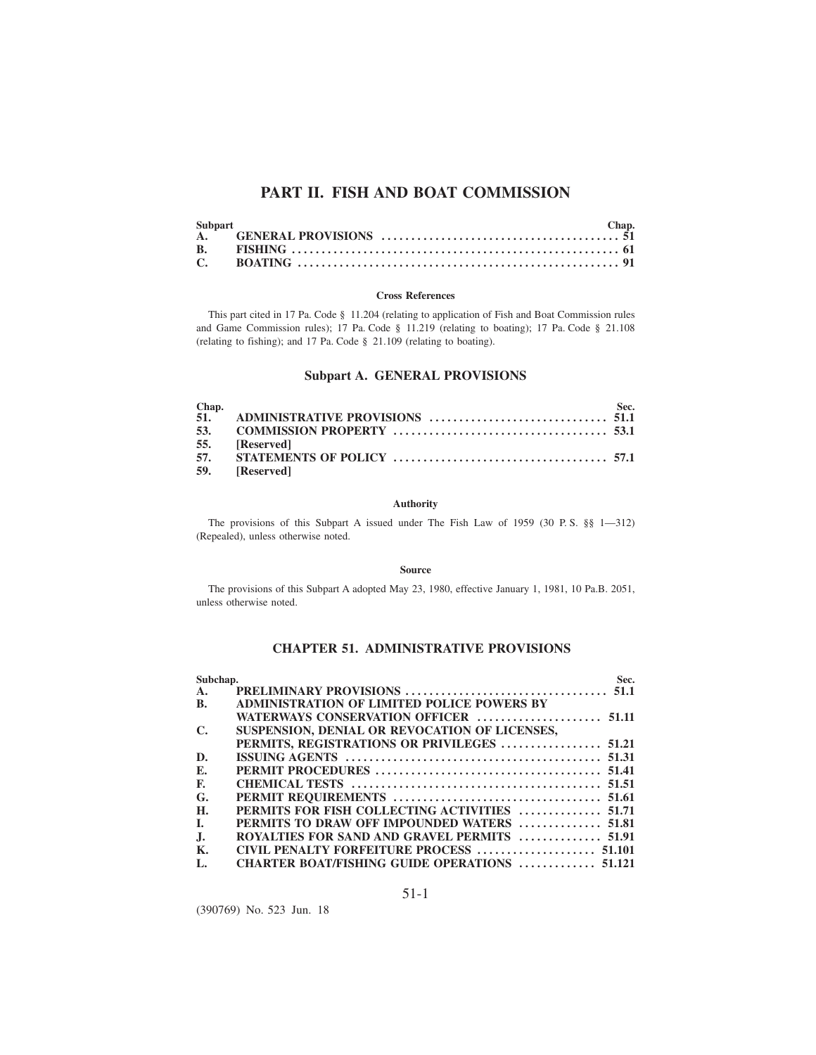# PART II. FISH AND BOAT COMMISSION

| Subpart | | Chap. |
|---|---|---|
| A. | GENERAL PROVISIONS | 51 |
| B. | FISHING | 61 |
| C. | BOATING | 91 |

**Cross References**

This part cited in 17 Pa. Code § 11.204 (relating to application of Fish and Boat Commission rules and Game Commission rules); 17 Pa. Code § 11.219 (relating to boating); 17 Pa. Code § 21.108 (relating to fishing); and 17 Pa. Code § 21.109 (relating to boating).

## Subpart A. GENERAL PROVISIONS

| Chap. | | Sec. |
|---|---|---|
| 51. | ADMINISTRATIVE PROVISIONS | 51.1 |
| 53. | COMMISSION PROPERTY | 53.1 |
| 55. | [Reserved] | |
| 57. | STATEMENTS OF POLICY | 57.1 |
| 59. | [Reserved] | |

**Authority**

The provisions of this Subpart A issued under The Fish Law of 1959 (30 P. S. §§ 1—312) (Repealed), unless otherwise noted.

**Source**

The provisions of this Subpart A adopted May 23, 1980, effective January 1, 1981, 10 Pa.B. 2051, unless otherwise noted.

### CHAPTER 51. ADMINISTRATIVE PROVISIONS

| Subchap. | | Sec. |
|---|---|---|
| A. | PRELIMINARY PROVISIONS | 51.1 |
| B. | ADMINISTRATION OF LIMITED POLICE POWERS BY WATERWAYS CONSERVATION OFFICER | 51.11 |
| C. | SUSPENSION, DENIAL OR REVOCATION OF LICENSES, PERMITS, REGISTRATIONS OR PRIVILEGES | 51.21 |
| D. | ISSUING AGENTS | 51.31 |
| E. | PERMIT PROCEDURES | 51.41 |
| F. | CHEMICAL TESTS | 51.51 |
| G. | PERMIT REQUIREMENTS | 51.61 |
| H. | PERMITS FOR FISH COLLECTING ACTIVITIES | 51.71 |
| I. | PERMITS TO DRAW OFF IMPOUNDED WATERS | 51.81 |
| J. | ROYALTIES FOR SAND AND GRAVEL PERMITS | 51.91 |
| K. | CIVIL PENALTY FORFEITURE PROCESS | 51.101 |
| L. | CHARTER BOAT/FISHING GUIDE OPERATIONS | 51.121 |

(390769) No. 523 Jun. 18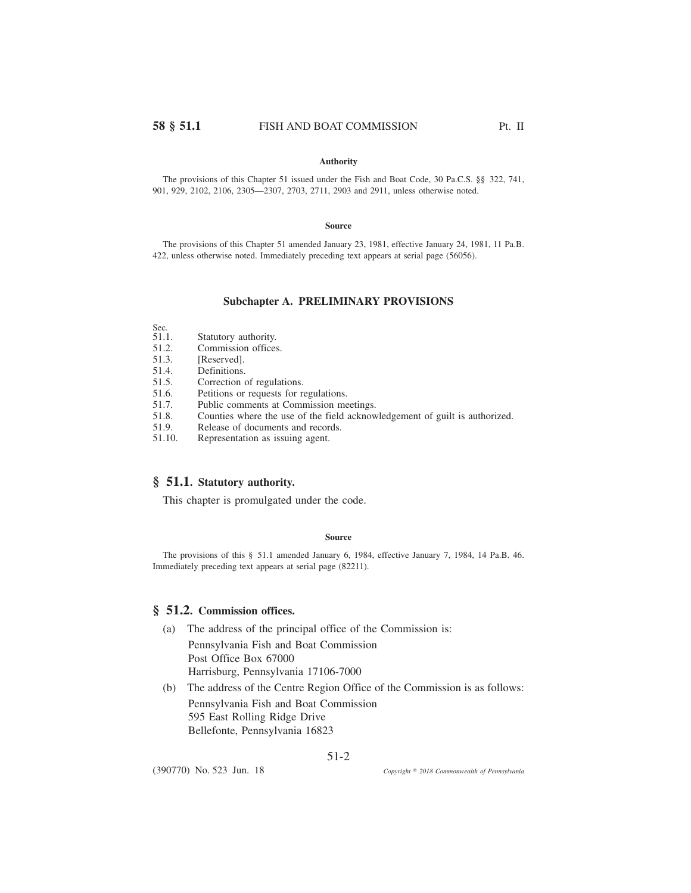**Authority**

The provisions of this Chapter 51 issued under the Fish and Boat Code, 30 Pa.C.S. §§ 322, 741, 901, 929, 2102, 2106, 2305—2307, 2703, 2711, 2903 and 2911, unless otherwise noted.

**Source**

The provisions of this Chapter 51 amended January 23, 1981, effective January 24, 1981, 11 Pa.B. 422, unless otherwise noted. Immediately preceding text appears at serial page (56056).

## Subchapter A. PRELIMINARY PROVISIONS

Sec.
51.1. Statutory authority.
51.2. Commission offices.
51.3. [Reserved].
51.4. Definitions.
51.5. Correction of regulations.
51.6. Petitions or requests for regulations.
51.7. Public comments at Commission meetings.
51.8. Counties where the use of the field acknowledgement of guilt is authorized.
51.9. Release of documents and records.
51.10. Representation as issuing agent.

### § 51.1. Statutory authority.

This chapter is promulgated under the code.

**Source**

The provisions of this § 51.1 amended January 6, 1984, effective January 7, 1984, 14 Pa.B. 46. Immediately preceding text appears at serial page (82211).

### § 51.2. Commission offices.

(a) The address of the principal office of the Commission is:

Pennsylvania Fish and Boat Commission
Post Office Box 67000
Harrisburg, Pennsylvania 17106-7000

(b) The address of the Centre Region Office of the Commission is as follows:

Pennsylvania Fish and Boat Commission
595 East Rolling Ridge Drive
Bellefonte, Pennsylvania 16823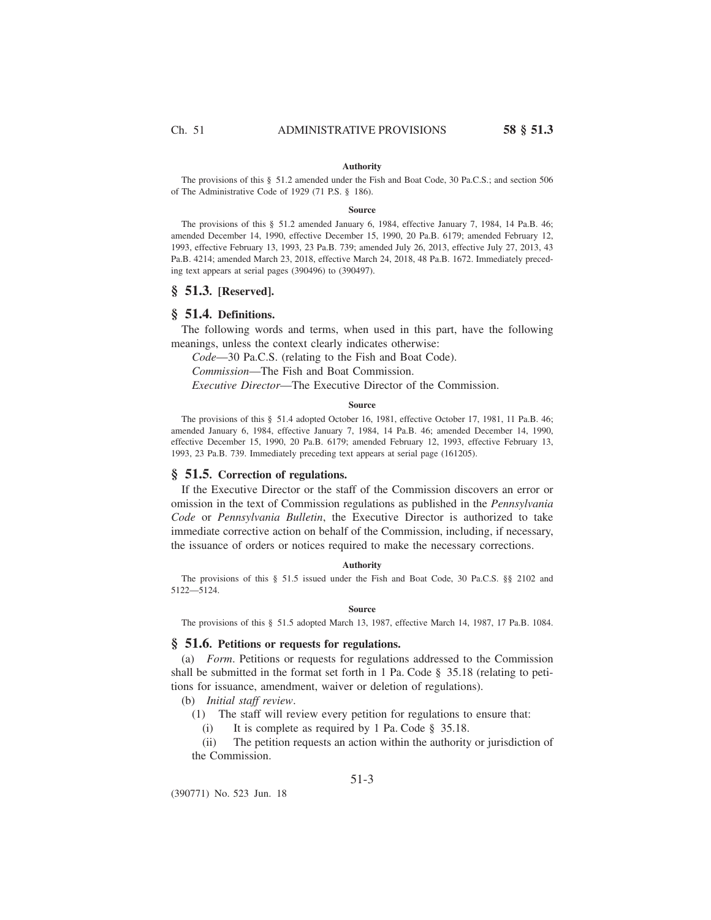#### Authority

The provisions of this § 51.2 amended under the Fish and Boat Code, 30 Pa.C.S.; and section 506 of The Administrative Code of 1929 (71 P.S. § 186).

#### Source

The provisions of this § 51.2 amended January 6, 1984, effective January 7, 1984, 14 Pa.B. 46; amended December 14, 1990, effective December 15, 1990, 20 Pa.B. 6179; amended February 12, 1993, effective February 13, 1993, 23 Pa.B. 739; amended July 26, 2013, effective July 27, 2013, 43 Pa.B. 4214; amended March 23, 2018, effective March 24, 2018, 48 Pa.B. 1672. Immediately preceding text appears at serial pages (390496) to (390497).

## § 51.3. [Reserved].

## § 51.4. Definitions.

The following words and terms, when used in this part, have the following meanings, unless the context clearly indicates otherwise:

*Code*—30 Pa.C.S. (relating to the Fish and Boat Code).

*Commission*—The Fish and Boat Commission.

*Executive Director*—The Executive Director of the Commission.

#### Source

The provisions of this § 51.4 adopted October 16, 1981, effective October 17, 1981, 11 Pa.B. 46; amended January 6, 1984, effective January 7, 1984, 14 Pa.B. 46; amended December 14, 1990, effective December 15, 1990, 20 Pa.B. 6179; amended February 12, 1993, effective February 13, 1993, 23 Pa.B. 739. Immediately preceding text appears at serial page (161205).

## § 51.5. Correction of regulations.

If the Executive Director or the staff of the Commission discovers an error or omission in the text of Commission regulations as published in the *Pennsylvania Code* or *Pennsylvania Bulletin*, the Executive Director is authorized to take immediate corrective action on behalf of the Commission, including, if necessary, the issuance of orders or notices required to make the necessary corrections.

#### Authority

The provisions of this § 51.5 issued under the Fish and Boat Code, 30 Pa.C.S. §§ 2102 and 5122—5124.

#### Source

The provisions of this § 51.5 adopted March 13, 1987, effective March 14, 1987, 17 Pa.B. 1084.

## § 51.6. Petitions or requests for regulations.

(a) *Form*. Petitions or requests for regulations addressed to the Commission shall be submitted in the format set forth in 1 Pa. Code § 35.18 (relating to petitions for issuance, amendment, waiver or deletion of regulations).

(b) *Initial staff review*.

(1) The staff will review every petition for regulations to ensure that:

(i) It is complete as required by 1 Pa. Code § 35.18.

(ii) The petition requests an action within the authority or jurisdiction of the Commission.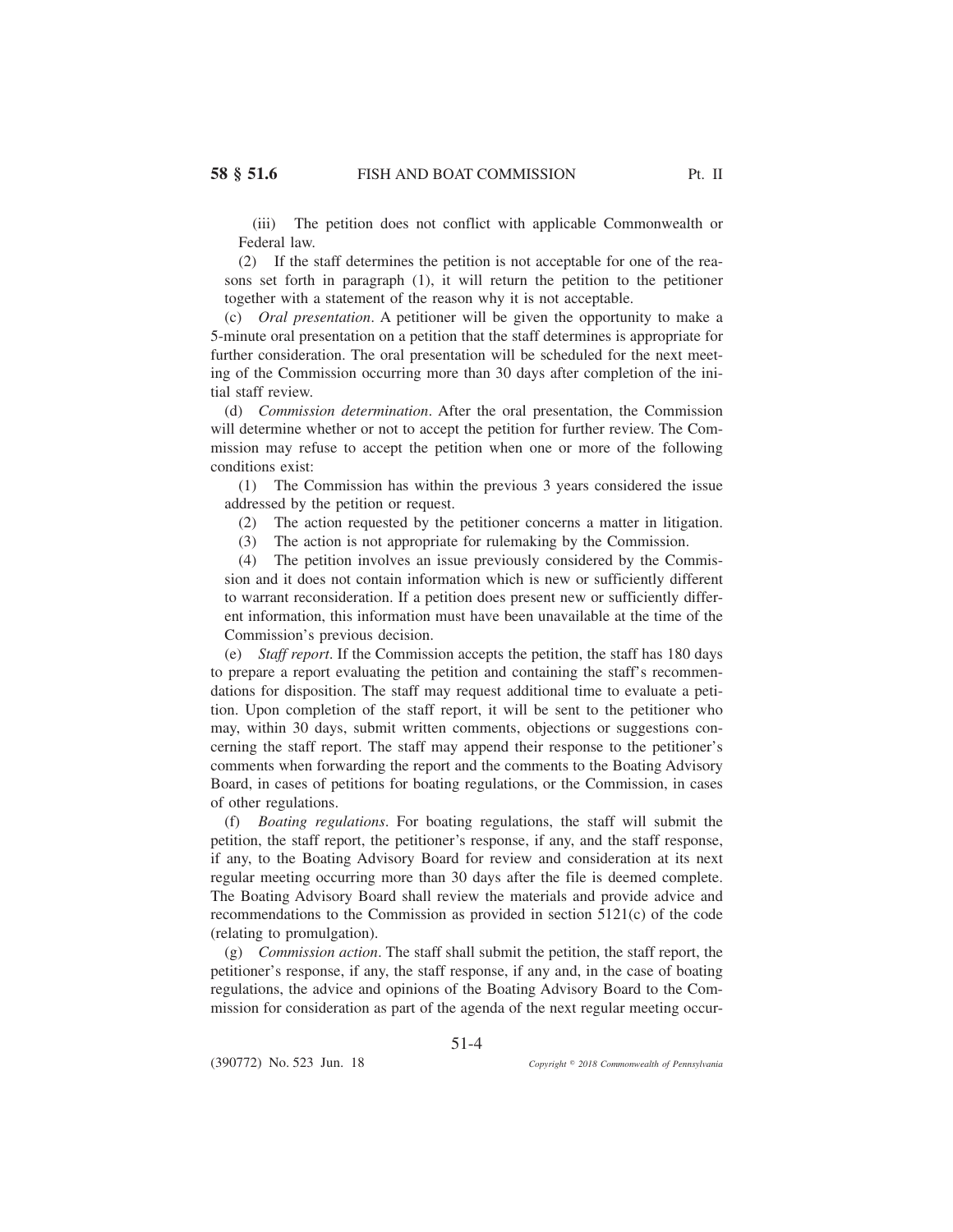(iii) The petition does not conflict with applicable Commonwealth or Federal law.

(2) If the staff determines the petition is not acceptable for one of the reasons set forth in paragraph (1), it will return the petition to the petitioner together with a statement of the reason why it is not acceptable.

(c) *Oral presentation*. A petitioner will be given the opportunity to make a 5-minute oral presentation on a petition that the staff determines is appropriate for further consideration. The oral presentation will be scheduled for the next meeting of the Commission occurring more than 30 days after completion of the initial staff review.

(d) *Commission determination*. After the oral presentation, the Commission will determine whether or not to accept the petition for further review. The Commission may refuse to accept the petition when one or more of the following conditions exist:

(1) The Commission has within the previous 3 years considered the issue addressed by the petition or request.

(2) The action requested by the petitioner concerns a matter in litigation.

(3) The action is not appropriate for rulemaking by the Commission.

(4) The petition involves an issue previously considered by the Commission and it does not contain information which is new or sufficiently different to warrant reconsideration. If a petition does present new or sufficiently different information, this information must have been unavailable at the time of the Commission's previous decision.

(e) *Staff report*. If the Commission accepts the petition, the staff has 180 days to prepare a report evaluating the petition and containing the staff's recommendations for disposition. The staff may request additional time to evaluate a petition. Upon completion of the staff report, it will be sent to the petitioner who may, within 30 days, submit written comments, objections or suggestions concerning the staff report. The staff may append their response to the petitioner's comments when forwarding the report and the comments to the Boating Advisory Board, in cases of petitions for boating regulations, or the Commission, in cases of other regulations.

(f) *Boating regulations*. For boating regulations, the staff will submit the petition, the staff report, the petitioner's response, if any, and the staff response, if any, to the Boating Advisory Board for review and consideration at its next regular meeting occurring more than 30 days after the file is deemed complete. The Boating Advisory Board shall review the materials and provide advice and recommendations to the Commission as provided in section 5121(c) of the code (relating to promulgation).

(g) *Commission action*. The staff shall submit the petition, the staff report, the petitioner's response, if any, the staff response, if any and, in the case of boating regulations, the advice and opinions of the Boating Advisory Board to the Commission for consideration as part of the agenda of the next regular meeting occur-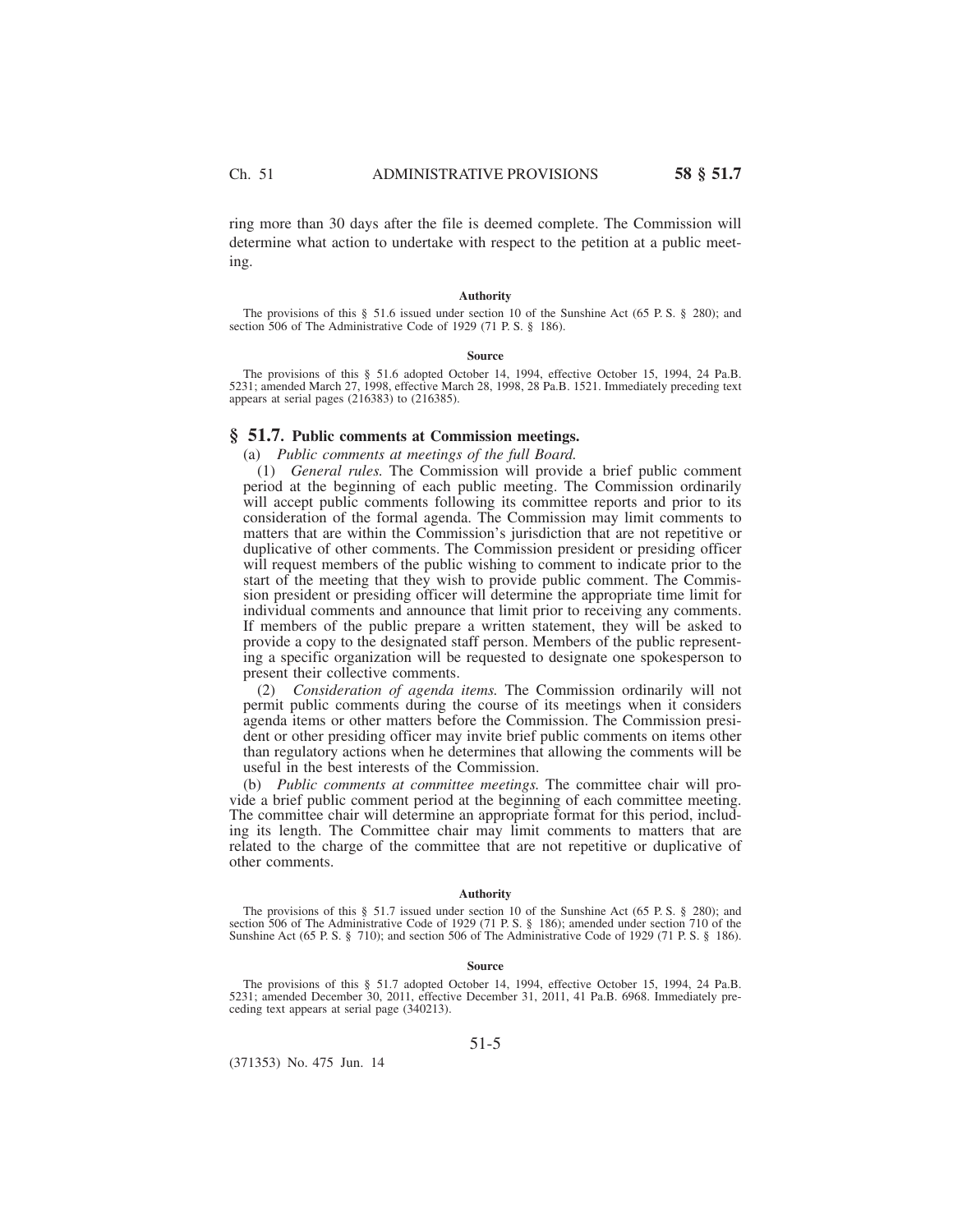ring more than 30 days after the file is deemed complete. The Commission will determine what action to undertake with respect to the petition at a public meeting.

**Authority**

The provisions of this § 51.6 issued under section 10 of the Sunshine Act (65 P. S. § 280); and section 506 of The Administrative Code of 1929 (71 P. S. § 186).

**Source**

The provisions of this § 51.6 adopted October 14, 1994, effective October 15, 1994, 24 Pa.B. 5231; amended March 27, 1998, effective March 28, 1998, 28 Pa.B. 1521. Immediately preceding text appears at serial pages (216383) to (216385).

## § 51.7. Public comments at Commission meetings.

(a) *Public comments at meetings of the full Board.*

(1) *General rules.* The Commission will provide a brief public comment period at the beginning of each public meeting. The Commission ordinarily will accept public comments following its committee reports and prior to its consideration of the formal agenda. The Commission may limit comments to matters that are within the Commission's jurisdiction that are not repetitive or duplicative of other comments. The Commission president or presiding officer will request members of the public wishing to comment to indicate prior to the start of the meeting that they wish to provide public comment. The Commission president or presiding officer will determine the appropriate time limit for individual comments and announce that limit prior to receiving any comments. If members of the public prepare a written statement, they will be asked to provide a copy to the designated staff person. Members of the public representing a specific organization will be requested to designate one spokesperson to present their collective comments.

(2) *Consideration of agenda items.* The Commission ordinarily will not permit public comments during the course of its meetings when it considers agenda items or other matters before the Commission. The Commission president or other presiding officer may invite brief public comments on items other than regulatory actions when he determines that allowing the comments will be useful in the best interests of the Commission.

(b) *Public comments at committee meetings.* The committee chair will provide a brief public comment period at the beginning of each committee meeting. The committee chair will determine an appropriate format for this period, including its length. The Committee chair may limit comments to matters that are related to the charge of the committee that are not repetitive or duplicative of other comments.

**Authority**

The provisions of this § 51.7 issued under section 10 of the Sunshine Act (65 P. S. § 280); and section 506 of The Administrative Code of 1929 (71 P. S. § 186); amended under section 710 of the Sunshine Act (65 P. S. § 710); and section 506 of The Administrative Code of 1929 (71 P. S. § 186).

**Source**

The provisions of this § 51.7 adopted October 14, 1994, effective October 15, 1994, 24 Pa.B. 5231; amended December 30, 2011, effective December 31, 2011, 41 Pa.B. 6968. Immediately preceding text appears at serial page (340213).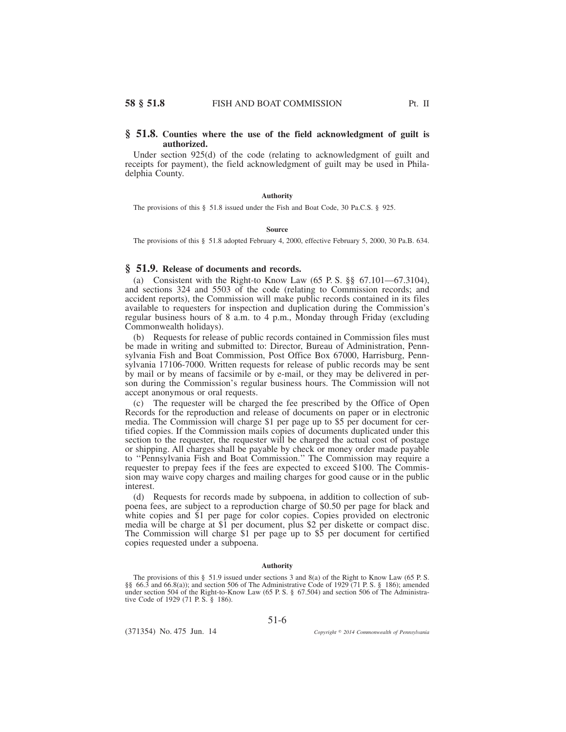## § 51.8. Counties where the use of the field acknowledgment of guilt is authorized.

Under section 925(d) of the code (relating to acknowledgment of guilt and receipts for payment), the field acknowledgment of guilt may be used in Philadelphia County.

#### Authority

The provisions of this § 51.8 issued under the Fish and Boat Code, 30 Pa.C.S. § 925.

#### Source

The provisions of this § 51.8 adopted February 4, 2000, effective February 5, 2000, 30 Pa.B. 634.

## § 51.9. Release of documents and records.

(a) Consistent with the Right-to Know Law (65 P. S. §§ 67.101—67.3104), and sections 324 and 5503 of the code (relating to Commission records; and accident reports), the Commission will make public records contained in its files available to requesters for inspection and duplication during the Commission's regular business hours of 8 a.m. to 4 p.m., Monday through Friday (excluding Commonwealth holidays).

(b) Requests for release of public records contained in Commission files must be made in writing and submitted to: Director, Bureau of Administration, Pennsylvania Fish and Boat Commission, Post Office Box 67000, Harrisburg, Pennsylvania 17106-7000. Written requests for release of public records may be sent by mail or by means of facsimile or by e-mail, or they may be delivered in person during the Commission's regular business hours. The Commission will not accept anonymous or oral requests.

(c) The requester will be charged the fee prescribed by the Office of Open Records for the reproduction and release of documents on paper or in electronic media. The Commission will charge $1 per page up to $5 per document for certified copies. If the Commission mails copies of documents duplicated under this section to the requester, the requester will be charged the actual cost of postage or shipping. All charges shall be payable by check or money order made payable to ''Pennsylvania Fish and Boat Commission.'' The Commission may require a requester to prepay fees if the fees are expected to exceed $100. The Commission may waive copy charges and mailing charges for good cause or in the public interest.

(d) Requests for records made by subpoena, in addition to collection of subpoena fees, are subject to a reproduction charge of $0.50 per page for black and white copies and $1 per page for color copies. Copies provided on electronic media will be charge at $1 per document, plus $2 per diskette or compact disc. The Commission will charge $1 per page up to $5 per document for certified copies requested under a subpoena.

#### Authority

The provisions of this § 51.9 issued under sections 3 and 8(a) of the Right to Know Law (65 P. S. §§ 66.3 and 66.8(a)); and section 506 of The Administrative Code of 1929 (71 P. S. § 186); amended under section 504 of the Right-to-Know Law (65 P. S. § 67.504) and section 506 of The Administrative Code of 1929 (71 P. S. § 186).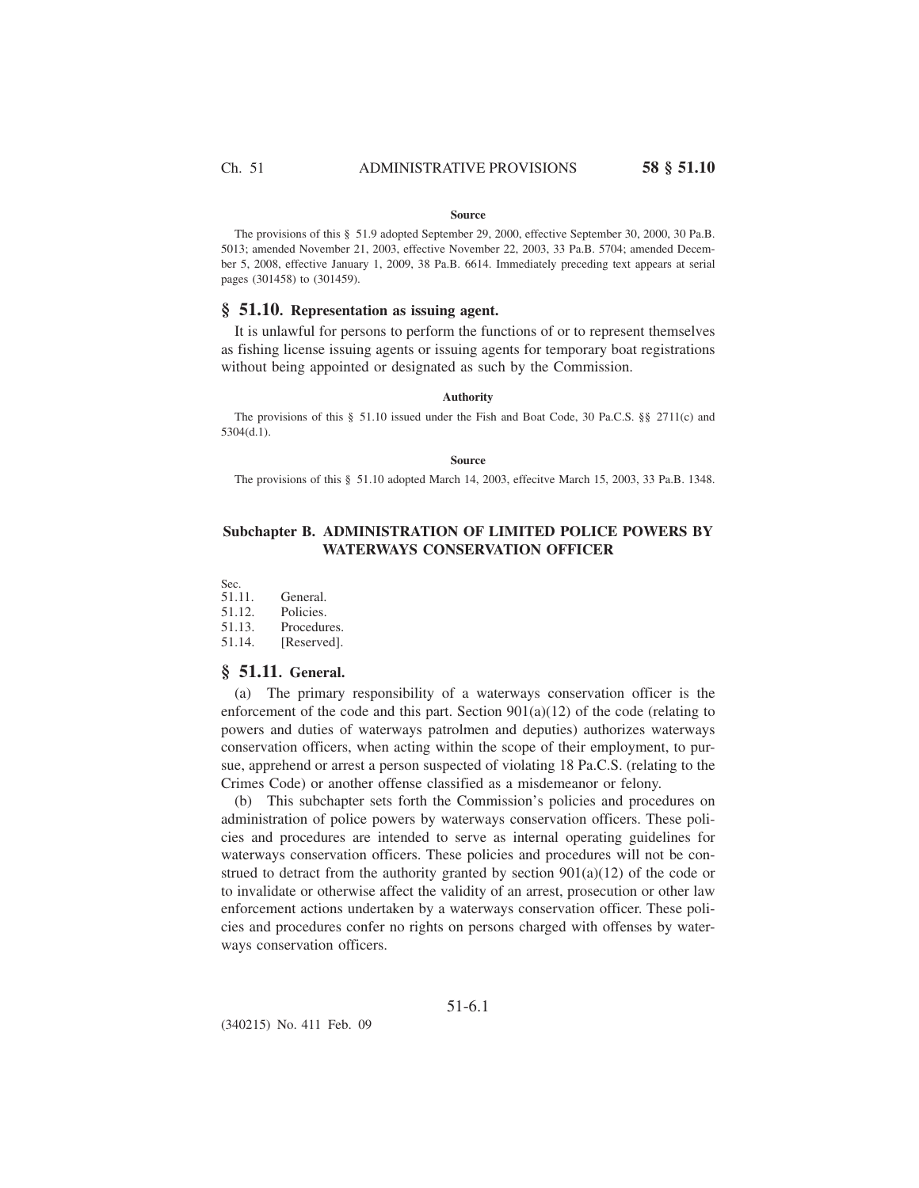#### Source

The provisions of this § 51.9 adopted September 29, 2000, effective September 30, 2000, 30 Pa.B. 5013; amended November 21, 2003, effective November 22, 2003, 33 Pa.B. 5704; amended December 5, 2008, effective January 1, 2009, 38 Pa.B. 6614. Immediately preceding text appears at serial pages (301458) to (301459).

## § 51.10. Representation as issuing agent.

It is unlawful for persons to perform the functions of or to represent themselves as fishing license issuing agents or issuing agents for temporary boat registrations without being appointed or designated as such by the Commission.

#### Authority

The provisions of this § 51.10 issued under the Fish and Boat Code, 30 Pa.C.S. §§ 2711(c) and 5304(d.1).

#### Source

The provisions of this § 51.10 adopted March 14, 2003, effecitve March 15, 2003, 33 Pa.B. 1348.

# Subchapter B. ADMINISTRATION OF LIMITED POLICE POWERS BY WATERWAYS CONSERVATION OFFICER

Sec.
51.11. General.
51.12. Policies.
51.13. Procedures.
51.14. [Reserved].

## § 51.11. General.

(a) The primary responsibility of a waterways conservation officer is the enforcement of the code and this part. Section 901(a)(12) of the code (relating to powers and duties of waterways patrolmen and deputies) authorizes waterways conservation officers, when acting within the scope of their employment, to pursue, apprehend or arrest a person suspected of violating 18 Pa.C.S. (relating to the Crimes Code) or another offense classified as a misdemeanor or felony.

(b) This subchapter sets forth the Commission's policies and procedures on administration of police powers by waterways conservation officers. These policies and procedures are intended to serve as internal operating guidelines for waterways conservation officers. These policies and procedures will not be construed to detract from the authority granted by section 901(a)(12) of the code or to invalidate or otherwise affect the validity of an arrest, prosecution or other law enforcement actions undertaken by a waterways conservation officer. These policies and procedures confer no rights on persons charged with offenses by waterways conservation officers.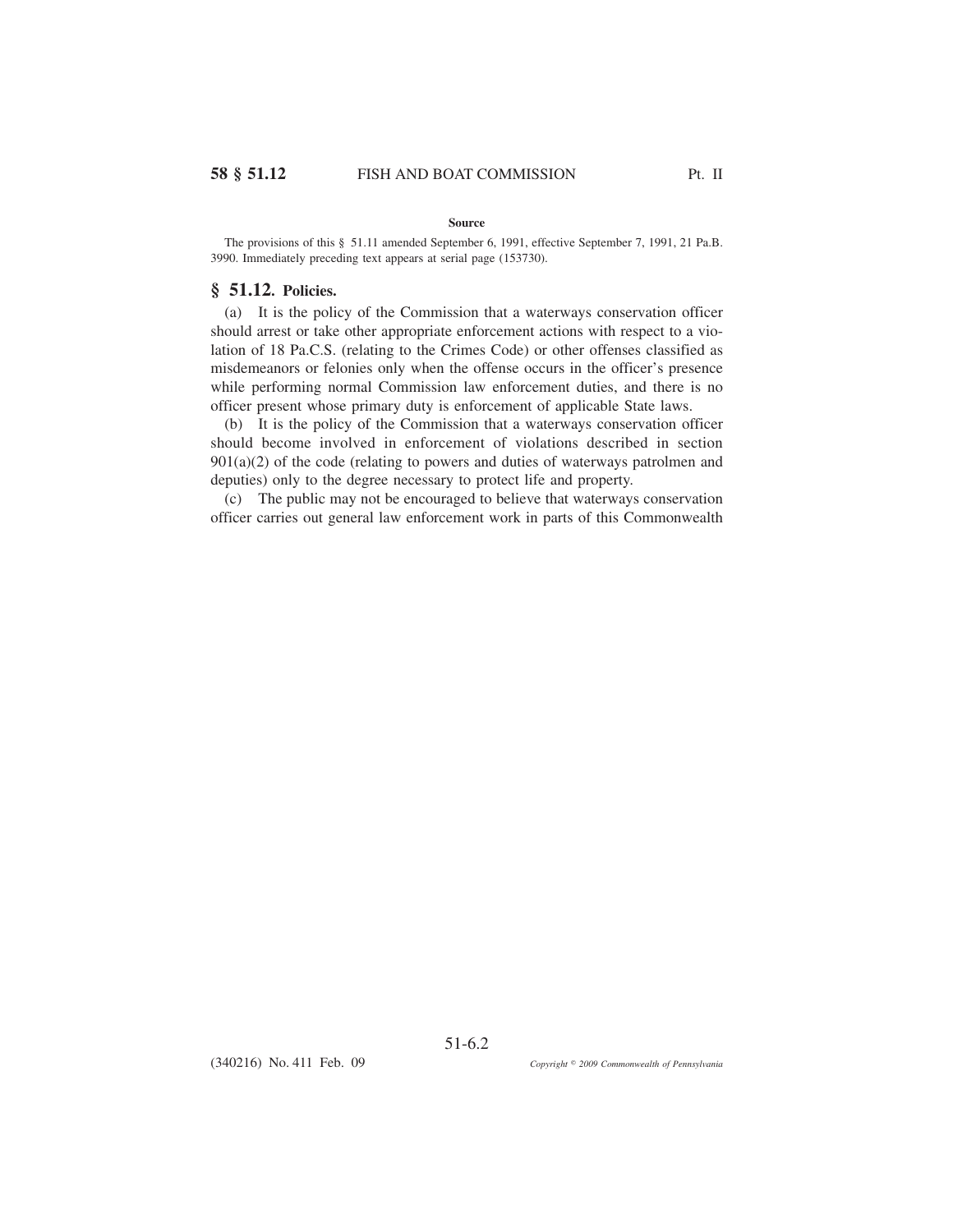**Source**

The provisions of this § 51.11 amended September 6, 1991, effective September 7, 1991, 21 Pa.B. 3990. Immediately preceding text appears at serial page (153730).

## § 51.12. Policies.

(a) It is the policy of the Commission that a waterways conservation officer should arrest or take other appropriate enforcement actions with respect to a violation of 18 Pa.C.S. (relating to the Crimes Code) or other offenses classified as misdemeanors or felonies only when the offense occurs in the officer's presence while performing normal Commission law enforcement duties, and there is no officer present whose primary duty is enforcement of applicable State laws.

(b) It is the policy of the Commission that a waterways conservation officer should become involved in enforcement of violations described in section 901(a)(2) of the code (relating to powers and duties of waterways patrolmen and deputies) only to the degree necessary to protect life and property.

(c) The public may not be encouraged to believe that waterways conservation officer carries out general law enforcement work in parts of this Commonwealth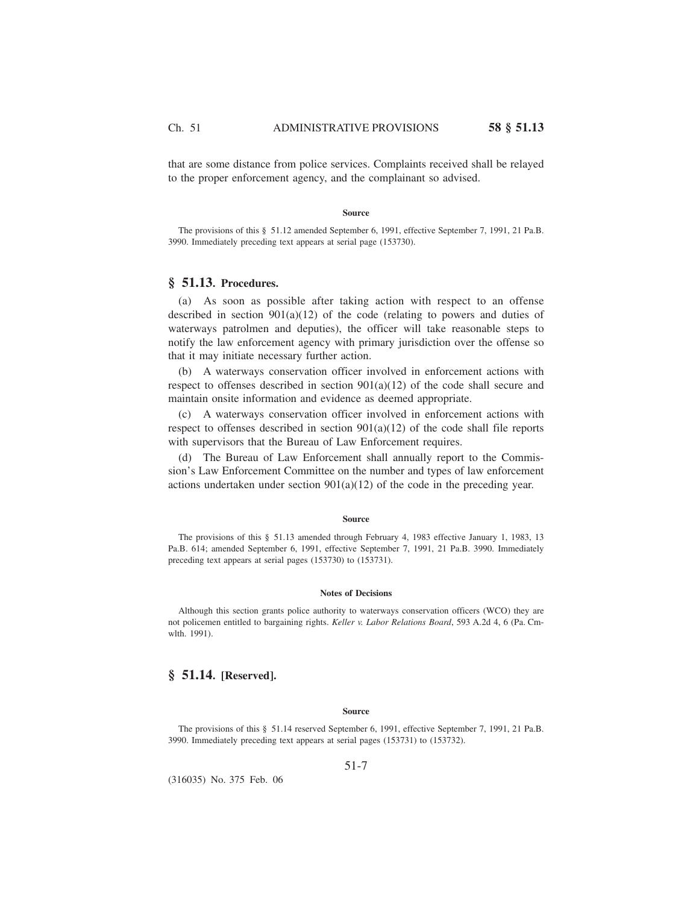that are some distance from police services. Complaints received shall be relayed to the proper enforcement agency, and the complainant so advised.

#### Source

The provisions of this § 51.12 amended September 6, 1991, effective September 7, 1991, 21 Pa.B. 3990. Immediately preceding text appears at serial page (153730).

## § 51.13. Procedures.

(a) As soon as possible after taking action with respect to an offense described in section 901(a)(12) of the code (relating to powers and duties of waterways patrolmen and deputies), the officer will take reasonable steps to notify the law enforcement agency with primary jurisdiction over the offense so that it may initiate necessary further action.

(b) A waterways conservation officer involved in enforcement actions with respect to offenses described in section 901(a)(12) of the code shall secure and maintain onsite information and evidence as deemed appropriate.

(c) A waterways conservation officer involved in enforcement actions with respect to offenses described in section 901(a)(12) of the code shall file reports with supervisors that the Bureau of Law Enforcement requires.

(d) The Bureau of Law Enforcement shall annually report to the Commission's Law Enforcement Committee on the number and types of law enforcement actions undertaken under section 901(a)(12) of the code in the preceding year.

#### Source

The provisions of this § 51.13 amended through February 4, 1983 effective January 1, 1983, 13 Pa.B. 614; amended September 6, 1991, effective September 7, 1991, 21 Pa.B. 3990. Immediately preceding text appears at serial pages (153730) to (153731).

#### Notes of Decisions

Although this section grants police authority to waterways conservation officers (WCO) they are not policemen entitled to bargaining rights. *Keller v. Labor Relations Board*, 593 A.2d 4, 6 (Pa. Cmwlth. 1991).

## § 51.14. [Reserved].

#### Source

The provisions of this § 51.14 reserved September 6, 1991, effective September 7, 1991, 21 Pa.B. 3990. Immediately preceding text appears at serial pages (153731) to (153732).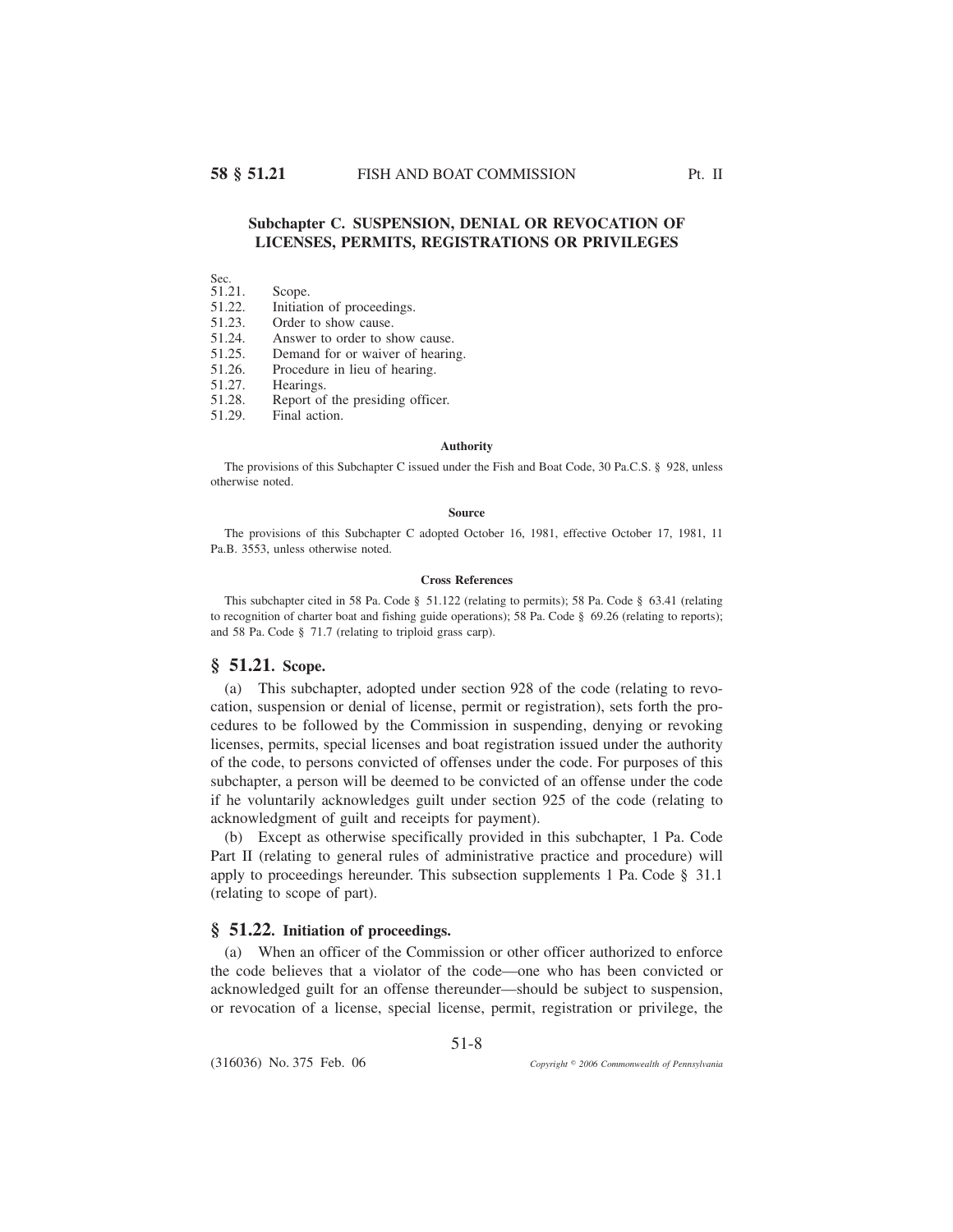## Subchapter C. SUSPENSION, DENIAL OR REVOCATION OF LICENSES, PERMITS, REGISTRATIONS OR PRIVILEGES

Sec.
51.21. Scope.
51.22. Initiation of proceedings.
51.23. Order to show cause.
51.24. Answer to order to show cause.
51.25. Demand for or waiver of hearing.
51.26. Procedure in lieu of hearing.
51.27. Hearings.
51.28. Report of the presiding officer.
51.29. Final action.

#### Authority

The provisions of this Subchapter C issued under the Fish and Boat Code, 30 Pa.C.S. § 928, unless otherwise noted.

#### Source

The provisions of this Subchapter C adopted October 16, 1981, effective October 17, 1981, 11 Pa.B. 3553, unless otherwise noted.

#### Cross References

This subchapter cited in 58 Pa. Code § 51.122 (relating to permits); 58 Pa. Code § 63.41 (relating to recognition of charter boat and fishing guide operations); 58 Pa. Code § 69.26 (relating to reports); and 58 Pa. Code § 71.7 (relating to triploid grass carp).

### § 51.21. Scope.

(a) This subchapter, adopted under section 928 of the code (relating to revocation, suspension or denial of license, permit or registration), sets forth the procedures to be followed by the Commission in suspending, denying or revoking licenses, permits, special licenses and boat registration issued under the authority of the code, to persons convicted of offenses under the code. For purposes of this subchapter, a person will be deemed to be convicted of an offense under the code if he voluntarily acknowledges guilt under section 925 of the code (relating to acknowledgment of guilt and receipts for payment).

(b) Except as otherwise specifically provided in this subchapter, 1 Pa. Code Part II (relating to general rules of administrative practice and procedure) will apply to proceedings hereunder. This subsection supplements 1 Pa. Code § 31.1 (relating to scope of part).

### § 51.22. Initiation of proceedings.

(a) When an officer of the Commission or other officer authorized to enforce the code believes that a violator of the code—one who has been convicted or acknowledged guilt for an offense thereunder—should be subject to suspension, or revocation of a license, special license, permit, registration or privilege, the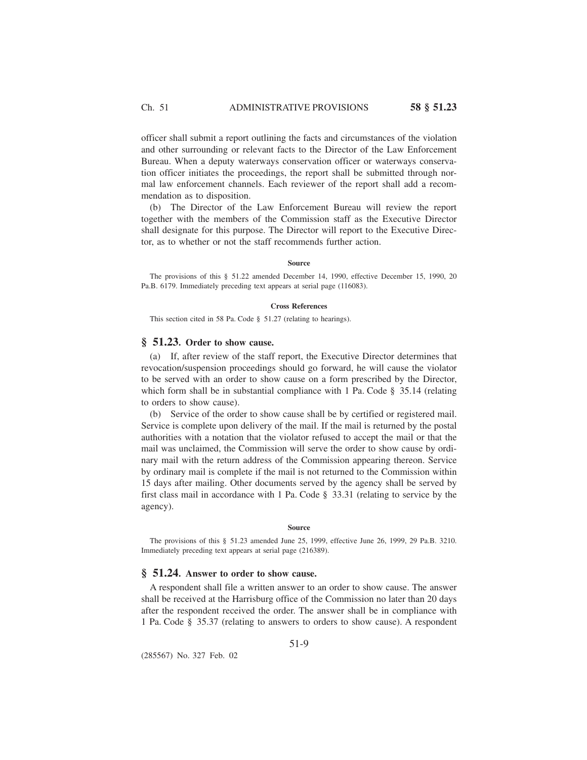officer shall submit a report outlining the facts and circumstances of the violation and other surrounding or relevant facts to the Director of the Law Enforcement Bureau. When a deputy waterways conservation officer or waterways conservation officer initiates the proceedings, the report shall be submitted through normal law enforcement channels. Each reviewer of the report shall add a recommendation as to disposition.

(b) The Director of the Law Enforcement Bureau will review the report together with the members of the Commission staff as the Executive Director shall designate for this purpose. The Director will report to the Executive Director, as to whether or not the staff recommends further action.

#### Source

The provisions of this § 51.22 amended December 14, 1990, effective December 15, 1990, 20 Pa.B. 6179. Immediately preceding text appears at serial page (116083).

#### Cross References

This section cited in 58 Pa. Code § 51.27 (relating to hearings).

## § 51.23. Order to show cause.

(a) If, after review of the staff report, the Executive Director determines that revocation/suspension proceedings should go forward, he will cause the violator to be served with an order to show cause on a form prescribed by the Director, which form shall be in substantial compliance with 1 Pa. Code § 35.14 (relating to orders to show cause).

(b) Service of the order to show cause shall be by certified or registered mail. Service is complete upon delivery of the mail. If the mail is returned by the postal authorities with a notation that the violator refused to accept the mail or that the mail was unclaimed, the Commission will serve the order to show cause by ordinary mail with the return address of the Commission appearing thereon. Service by ordinary mail is complete if the mail is not returned to the Commission within 15 days after mailing. Other documents served by the agency shall be served by first class mail in accordance with 1 Pa. Code § 33.31 (relating to service by the agency).

#### Source

The provisions of this § 51.23 amended June 25, 1999, effective June 26, 1999, 29 Pa.B. 3210. Immediately preceding text appears at serial page (216389).

## § 51.24. Answer to order to show cause.

A respondent shall file a written answer to an order to show cause. The answer shall be received at the Harrisburg office of the Commission no later than 20 days after the respondent received the order. The answer shall be in compliance with 1 Pa. Code § 35.37 (relating to answers to orders to show cause). A respondent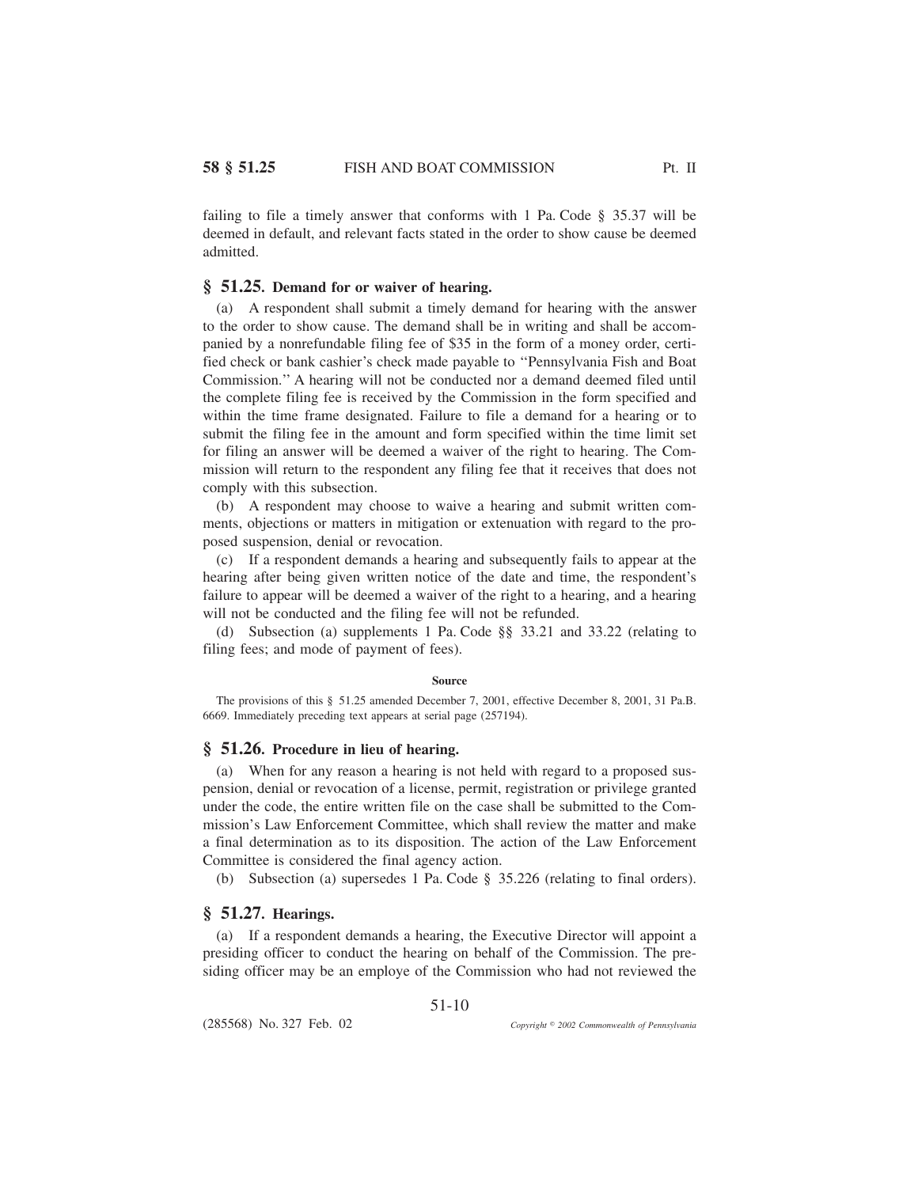failing to file a timely answer that conforms with 1 Pa. Code § 35.37 will be deemed in default, and relevant facts stated in the order to show cause be deemed admitted.

## § 51.25. Demand for or waiver of hearing.

(a) A respondent shall submit a timely demand for hearing with the answer to the order to show cause. The demand shall be in writing and shall be accompanied by a nonrefundable filing fee of $35 in the form of a money order, certified check or bank cashier's check made payable to ''Pennsylvania Fish and Boat Commission.'' A hearing will not be conducted nor a demand deemed filed until the complete filing fee is received by the Commission in the form specified and within the time frame designated. Failure to file a demand for a hearing or to submit the filing fee in the amount and form specified within the time limit set for filing an answer will be deemed a waiver of the right to hearing. The Commission will return to the respondent any filing fee that it receives that does not comply with this subsection.

(b) A respondent may choose to waive a hearing and submit written comments, objections or matters in mitigation or extenuation with regard to the proposed suspension, denial or revocation.

(c) If a respondent demands a hearing and subsequently fails to appear at the hearing after being given written notice of the date and time, the respondent's failure to appear will be deemed a waiver of the right to a hearing, and a hearing will not be conducted and the filing fee will not be refunded.

(d) Subsection (a) supplements 1 Pa. Code §§ 33.21 and 33.22 (relating to filing fees; and mode of payment of fees).

**Source**

The provisions of this § 51.25 amended December 7, 2001, effective December 8, 2001, 31 Pa.B. 6669. Immediately preceding text appears at serial page (257194).

## § 51.26. Procedure in lieu of hearing.

(a) When for any reason a hearing is not held with regard to a proposed suspension, denial or revocation of a license, permit, registration or privilege granted under the code, the entire written file on the case shall be submitted to the Commission's Law Enforcement Committee, which shall review the matter and make a final determination as to its disposition. The action of the Law Enforcement Committee is considered the final agency action.

(b) Subsection (a) supersedes 1 Pa. Code § 35.226 (relating to final orders).

## § 51.27. Hearings.

(a) If a respondent demands a hearing, the Executive Director will appoint a presiding officer to conduct the hearing on behalf of the Commission. The presiding officer may be an employe of the Commission who had not reviewed the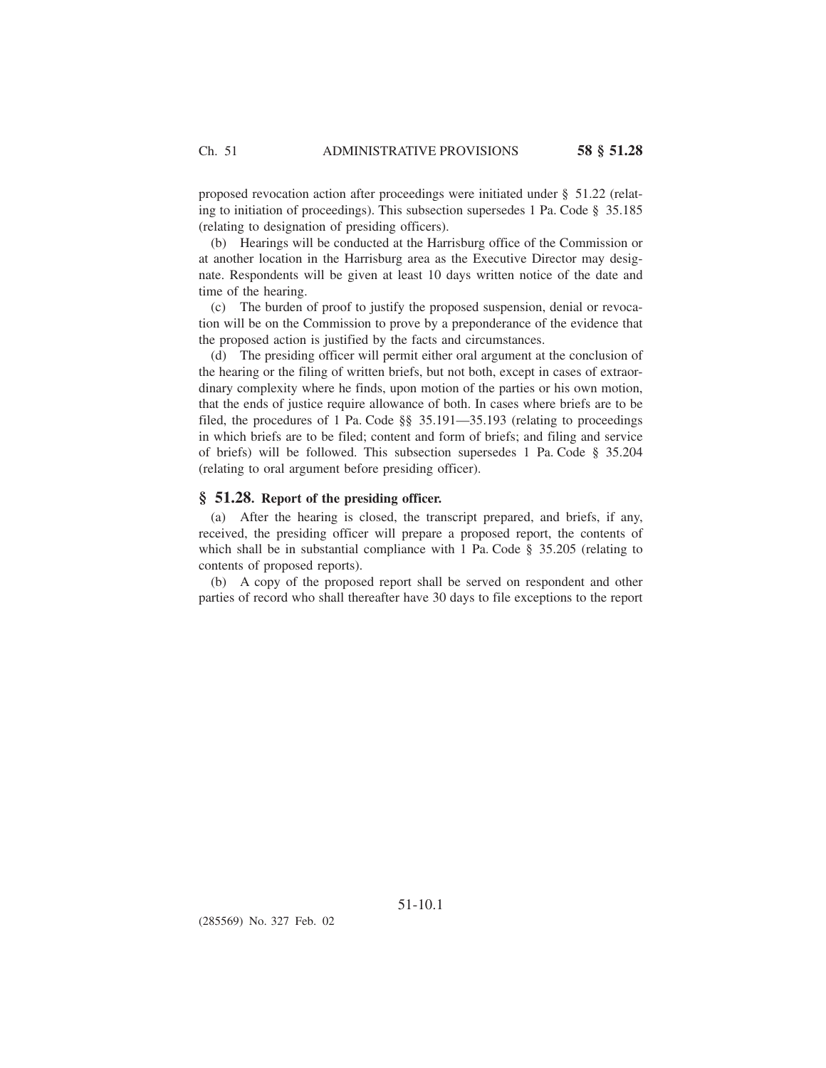proposed revocation action after proceedings were initiated under § 51.22 (relating to initiation of proceedings). This subsection supersedes 1 Pa. Code § 35.185 (relating to designation of presiding officers).

(b) Hearings will be conducted at the Harrisburg office of the Commission or at another location in the Harrisburg area as the Executive Director may designate. Respondents will be given at least 10 days written notice of the date and time of the hearing.

(c) The burden of proof to justify the proposed suspension, denial or revocation will be on the Commission to prove by a preponderance of the evidence that the proposed action is justified by the facts and circumstances.

(d) The presiding officer will permit either oral argument at the conclusion of the hearing or the filing of written briefs, but not both, except in cases of extraordinary complexity where he finds, upon motion of the parties or his own motion, that the ends of justice require allowance of both. In cases where briefs are to be filed, the procedures of 1 Pa. Code §§ 35.191—35.193 (relating to proceedings in which briefs are to be filed; content and form of briefs; and filing and service of briefs) will be followed. This subsection supersedes 1 Pa. Code § 35.204 (relating to oral argument before presiding officer).

## § 51.28. Report of the presiding officer.

(a) After the hearing is closed, the transcript prepared, and briefs, if any, received, the presiding officer will prepare a proposed report, the contents of which shall be in substantial compliance with 1 Pa. Code § 35.205 (relating to contents of proposed reports).

(b) A copy of the proposed report shall be served on respondent and other parties of record who shall thereafter have 30 days to file exceptions to the report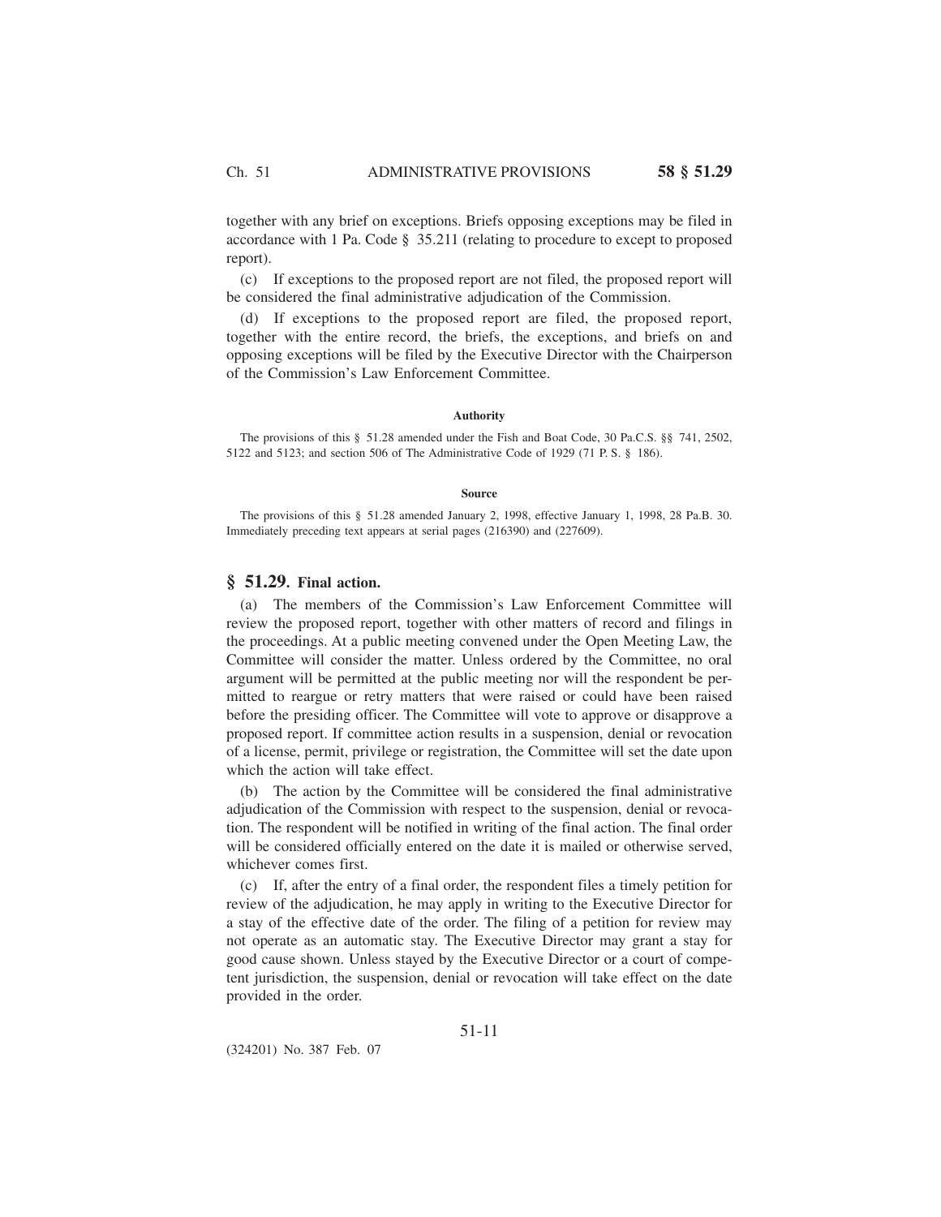together with any brief on exceptions. Briefs opposing exceptions may be filed in accordance with 1 Pa. Code § 35.211 (relating to procedure to except to proposed report).

(c) If exceptions to the proposed report are not filed, the proposed report will be considered the final administrative adjudication of the Commission.

(d) If exceptions to the proposed report are filed, the proposed report, together with the entire record, the briefs, the exceptions, and briefs on and opposing exceptions will be filed by the Executive Director with the Chairperson of the Commission's Law Enforcement Committee.

**Authority**

The provisions of this § 51.28 amended under the Fish and Boat Code, 30 Pa.C.S. §§ 741, 2502, 5122 and 5123; and section 506 of The Administrative Code of 1929 (71 P. S. § 186).

**Source**

The provisions of this § 51.28 amended January 2, 1998, effective January 1, 1998, 28 Pa.B. 30. Immediately preceding text appears at serial pages (216390) and (227609).

## § 51.29. Final action.

(a) The members of the Commission's Law Enforcement Committee will review the proposed report, together with other matters of record and filings in the proceedings. At a public meeting convened under the Open Meeting Law, the Committee will consider the matter. Unless ordered by the Committee, no oral argument will be permitted at the public meeting nor will the respondent be permitted to reargue or retry matters that were raised or could have been raised before the presiding officer. The Committee will vote to approve or disapprove a proposed report. If committee action results in a suspension, denial or revocation of a license, permit, privilege or registration, the Committee will set the date upon which the action will take effect.

(b) The action by the Committee will be considered the final administrative adjudication of the Commission with respect to the suspension, denial or revocation. The respondent will be notified in writing of the final action. The final order will be considered officially entered on the date it is mailed or otherwise served, whichever comes first.

(c) If, after the entry of a final order, the respondent files a timely petition for review of the adjudication, he may apply in writing to the Executive Director for a stay of the effective date of the order. The filing of a petition for review may not operate as an automatic stay. The Executive Director may grant a stay for good cause shown. Unless stayed by the Executive Director or a court of competent jurisdiction, the suspension, denial or revocation will take effect on the date provided in the order.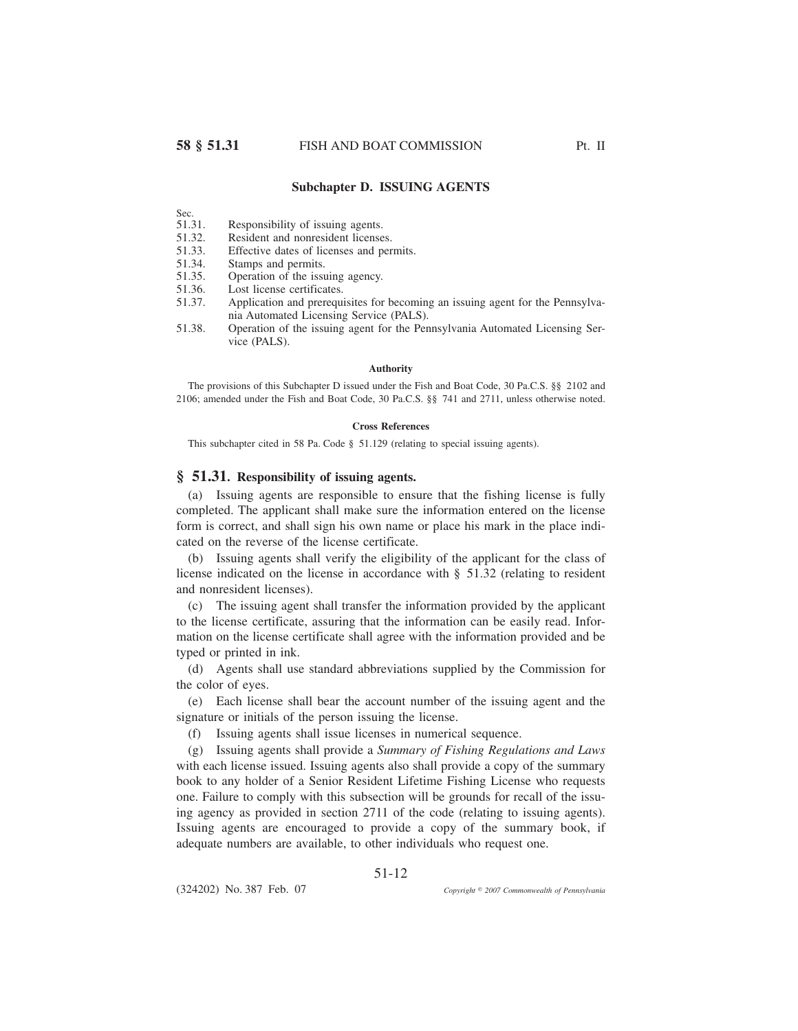## Subchapter D. ISSUING AGENTS

Sec.
51.31. Responsibility of issuing agents.
51.32. Resident and nonresident licenses.
51.33. Effective dates of licenses and permits.
51.34. Stamps and permits.
51.35. Operation of the issuing agency.
51.36. Lost license certificates.
51.37. Application and prerequisites for becoming an issuing agent for the Pennsylvania Automated Licensing Service (PALS).
51.38. Operation of the issuing agent for the Pennsylvania Automated Licensing Service (PALS).

#### Authority

The provisions of this Subchapter D issued under the Fish and Boat Code, 30 Pa.C.S. §§ 2102 and 2106; amended under the Fish and Boat Code, 30 Pa.C.S. §§ 741 and 2711, unless otherwise noted.

#### Cross References

This subchapter cited in 58 Pa. Code § 51.129 (relating to special issuing agents).

### § 51.31. Responsibility of issuing agents.

(a) Issuing agents are responsible to ensure that the fishing license is fully completed. The applicant shall make sure the information entered on the license form is correct, and shall sign his own name or place his mark in the place indicated on the reverse of the license certificate.

(b) Issuing agents shall verify the eligibility of the applicant for the class of license indicated on the license in accordance with § 51.32 (relating to resident and nonresident licenses).

(c) The issuing agent shall transfer the information provided by the applicant to the license certificate, assuring that the information can be easily read. Information on the license certificate shall agree with the information provided and be typed or printed in ink.

(d) Agents shall use standard abbreviations supplied by the Commission for the color of eyes.

(e) Each license shall bear the account number of the issuing agent and the signature or initials of the person issuing the license.

(f) Issuing agents shall issue licenses in numerical sequence.

(g) Issuing agents shall provide a *Summary of Fishing Regulations and Laws* with each license issued. Issuing agents also shall provide a copy of the summary book to any holder of a Senior Resident Lifetime Fishing License who requests one. Failure to comply with this subsection will be grounds for recall of the issuing agency as provided in section 2711 of the code (relating to issuing agents). Issuing agents are encouraged to provide a copy of the summary book, if adequate numbers are available, to other individuals who request one.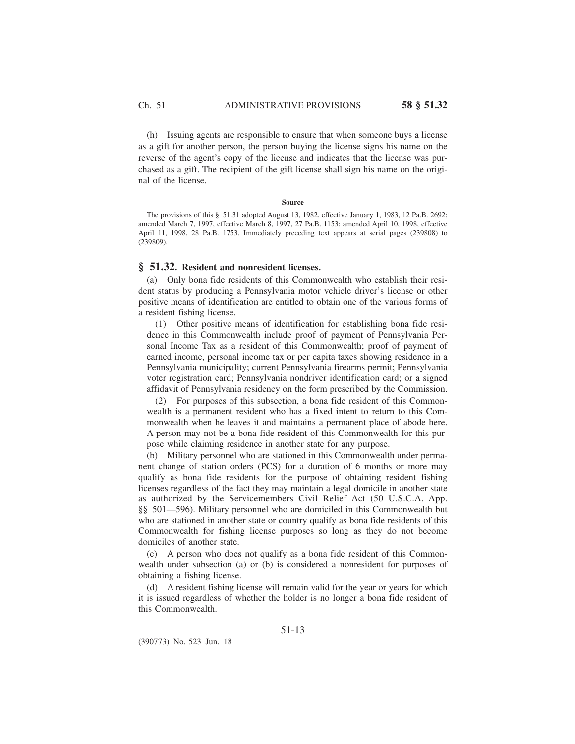(h) Issuing agents are responsible to ensure that when someone buys a license as a gift for another person, the person buying the license signs his name on the reverse of the agent's copy of the license and indicates that the license was purchased as a gift. The recipient of the gift license shall sign his name on the original of the license.

**Source**

The provisions of this § 51.31 adopted August 13, 1982, effective January 1, 1983, 12 Pa.B. 2692; amended March 7, 1997, effective March 8, 1997, 27 Pa.B. 1153; amended April 10, 1998, effective April 11, 1998, 28 Pa.B. 1753. Immediately preceding text appears at serial pages (239808) to (239809).

## § 51.32. Resident and nonresident licenses.

(a) Only bona fide residents of this Commonwealth who establish their resident status by producing a Pennsylvania motor vehicle driver's license or other positive means of identification are entitled to obtain one of the various forms of a resident fishing license.

(1) Other positive means of identification for establishing bona fide residence in this Commonwealth include proof of payment of Pennsylvania Personal Income Tax as a resident of this Commonwealth; proof of payment of earned income, personal income tax or per capita taxes showing residence in a Pennsylvania municipality; current Pennsylvania firearms permit; Pennsylvania voter registration card; Pennsylvania nondriver identification card; or a signed affidavit of Pennsylvania residency on the form prescribed by the Commission.

(2) For purposes of this subsection, a bona fide resident of this Commonwealth is a permanent resident who has a fixed intent to return to this Commonwealth when he leaves it and maintains a permanent place of abode here. A person may not be a bona fide resident of this Commonwealth for this purpose while claiming residence in another state for any purpose.

(b) Military personnel who are stationed in this Commonwealth under permanent change of station orders (PCS) for a duration of 6 months or more may qualify as bona fide residents for the purpose of obtaining resident fishing licenses regardless of the fact they may maintain a legal domicile in another state as authorized by the Servicemembers Civil Relief Act (50 U.S.C.A. App. §§ 501—596). Military personnel who are domiciled in this Commonwealth but who are stationed in another state or country qualify as bona fide residents of this Commonwealth for fishing license purposes so long as they do not become domiciles of another state.

(c) A person who does not qualify as a bona fide resident of this Commonwealth under subsection (a) or (b) is considered a nonresident for purposes of obtaining a fishing license.

(d) A resident fishing license will remain valid for the year or years for which it is issued regardless of whether the holder is no longer a bona fide resident of this Commonwealth.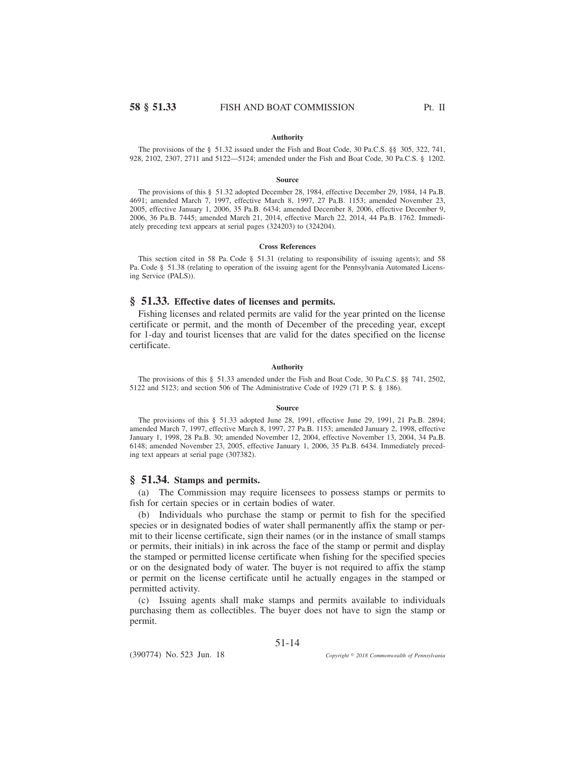#### Authority

The provisions of the § 51.32 issued under the Fish and Boat Code, 30 Pa.C.S. §§ 305, 322, 741, 928, 2102, 2307, 2711 and 5122—5124; amended under the Fish and Boat Code, 30 Pa.C.S. § 1202.

#### Source

The provisions of this § 51.32 adopted December 28, 1984, effective December 29, 1984, 14 Pa.B. 4691; amended March 7, 1997, effective March 8, 1997, 27 Pa.B. 1153; amended November 23, 2005, effective January 1, 2006, 35 Pa.B. 6434; amended December 8, 2006, effective December 9, 2006, 36 Pa.B. 7445; amended March 21, 2014, effective March 22, 2014, 44 Pa.B. 1762. Immediately preceding text appears at serial pages (324203) to (324204).

#### Cross References

This section cited in 58 Pa. Code § 51.31 (relating to responsibility of issuing agents); and 58 Pa. Code § 51.38 (relating to operation of the issuing agent for the Pennsylvania Automated Licensing Service (PALS)).

## § 51.33. Effective dates of licenses and permits.

Fishing licenses and related permits are valid for the year printed on the license certificate or permit, and the month of December of the preceding year, except for 1-day and tourist licenses that are valid for the dates specified on the license certificate.

#### Authority

The provisions of this § 51.33 amended under the Fish and Boat Code, 30 Pa.C.S. §§ 741, 2502, 5122 and 5123; and section 506 of The Administrative Code of 1929 (71 P. S. § 186).

#### Source

The provisions of this § 51.33 adopted June 28, 1991, effective June 29, 1991, 21 Pa.B. 2894; amended March 7, 1997, effective March 8, 1997, 27 Pa.B. 1153; amended January 2, 1998, effective January 1, 1998, 28 Pa.B. 30; amended November 12, 2004, effective November 13, 2004, 34 Pa.B. 6148; amended November 23, 2005, effective January 1, 2006, 35 Pa.B. 6434. Immediately preceding text appears at serial page (307382).

## § 51.34. Stamps and permits.

(a) The Commission may require licensees to possess stamps or permits to fish for certain species or in certain bodies of water.

(b) Individuals who purchase the stamp or permit to fish for the specified species or in designated bodies of water shall permanently affix the stamp or permit to their license certificate, sign their names (or in the instance of small stamps or permits, their initials) in ink across the face of the stamp or permit and display the stamped or permitted license certificate when fishing for the specified species or on the designated body of water. The buyer is not required to affix the stamp or permit on the license certificate until he actually engages in the stamped or permitted activity.

(c) Issuing agents shall make stamps and permits available to individuals purchasing them as collectibles. The buyer does not have to sign the stamp or permit.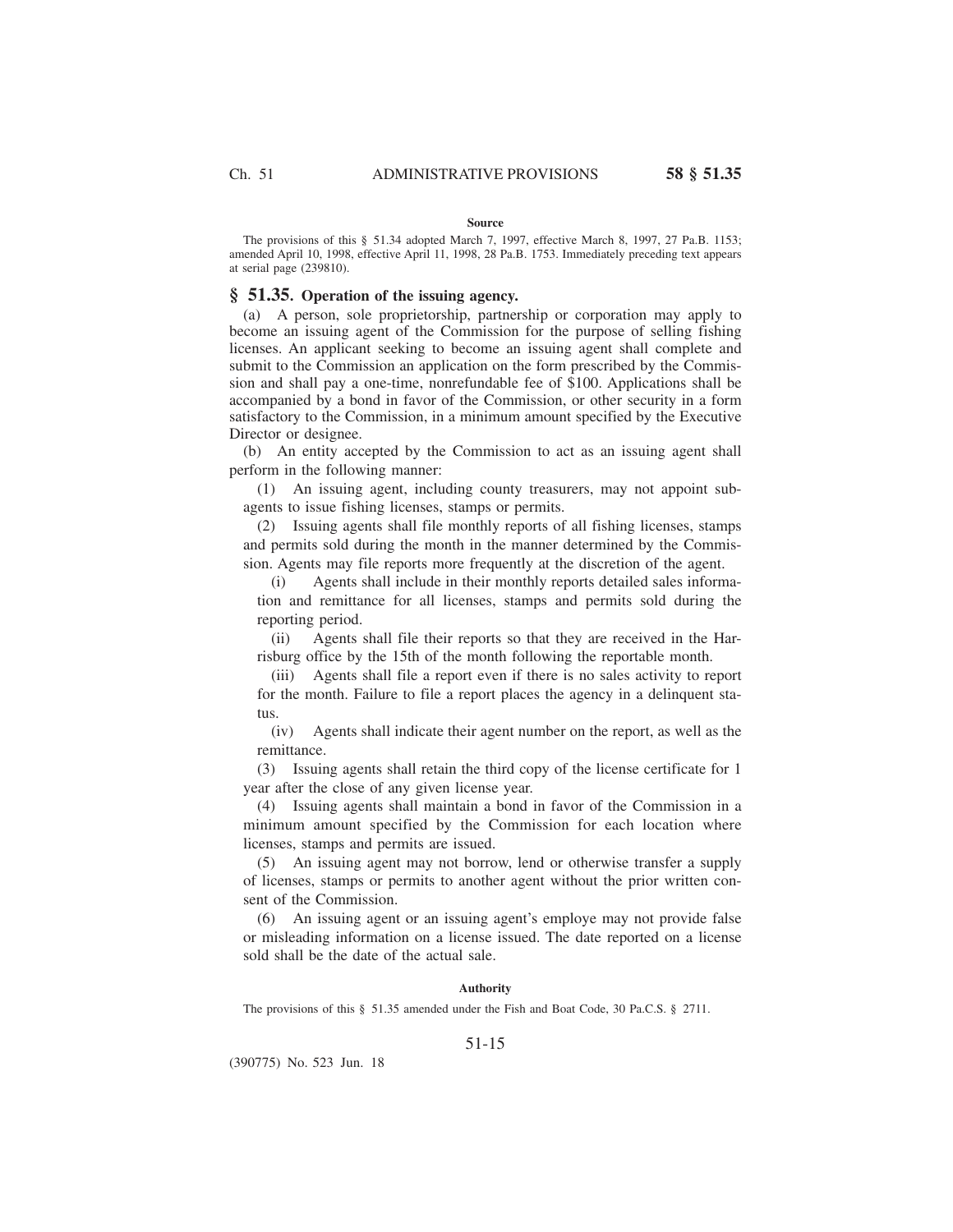**Source**

The provisions of this § 51.34 adopted March 7, 1997, effective March 8, 1997, 27 Pa.B. 1153; amended April 10, 1998, effective April 11, 1998, 28 Pa.B. 1753. Immediately preceding text appears at serial page (239810).

## § 51.35. Operation of the issuing agency.

(a) A person, sole proprietorship, partnership or corporation may apply to become an issuing agent of the Commission for the purpose of selling fishing licenses. An applicant seeking to become an issuing agent shall complete and submit to the Commission an application on the form prescribed by the Commission and shall pay a one-time, nonrefundable fee of $100. Applications shall be accompanied by a bond in favor of the Commission, or other security in a form satisfactory to the Commission, in a minimum amount specified by the Executive Director or designee.

(b) An entity accepted by the Commission to act as an issuing agent shall perform in the following manner:

(1) An issuing agent, including county treasurers, may not appoint subagents to issue fishing licenses, stamps or permits.

(2) Issuing agents shall file monthly reports of all fishing licenses, stamps and permits sold during the month in the manner determined by the Commission. Agents may file reports more frequently at the discretion of the agent.

(i) Agents shall include in their monthly reports detailed sales information and remittance for all licenses, stamps and permits sold during the reporting period.

(ii) Agents shall file their reports so that they are received in the Harrisburg office by the 15th of the month following the reportable month.

(iii) Agents shall file a report even if there is no sales activity to report for the month. Failure to file a report places the agency in a delinquent status.

(iv) Agents shall indicate their agent number on the report, as well as the remittance.

(3) Issuing agents shall retain the third copy of the license certificate for 1 year after the close of any given license year.

(4) Issuing agents shall maintain a bond in favor of the Commission in a minimum amount specified by the Commission for each location where licenses, stamps and permits are issued.

(5) An issuing agent may not borrow, lend or otherwise transfer a supply of licenses, stamps or permits to another agent without the prior written consent of the Commission.

(6) An issuing agent or an issuing agent's employe may not provide false or misleading information on a license issued. The date reported on a license sold shall be the date of the actual sale.

**Authority**

The provisions of this § 51.35 amended under the Fish and Boat Code, 30 Pa.C.S. § 2711.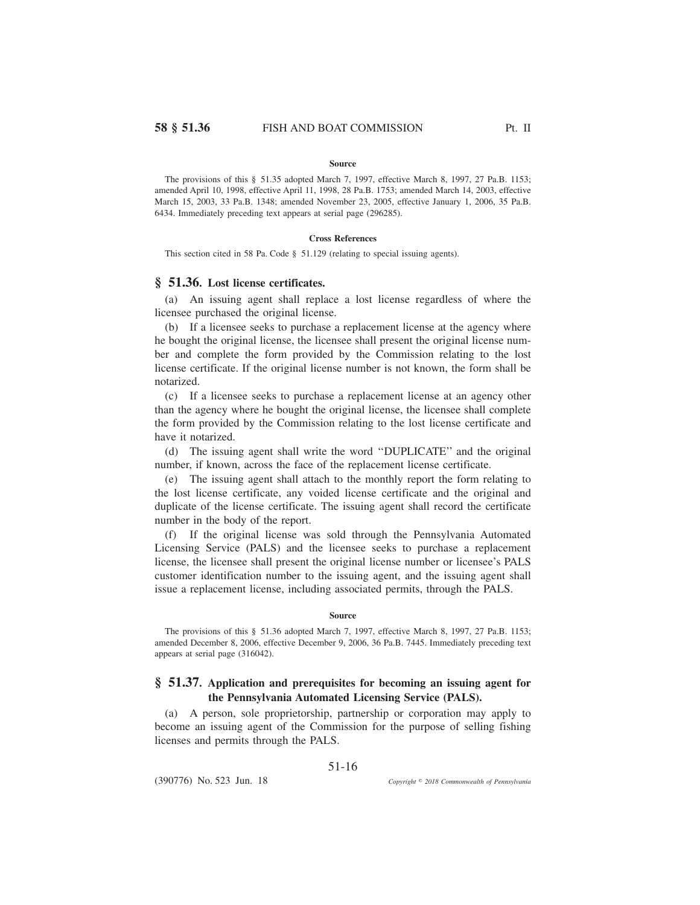#### Source

The provisions of this § 51.35 adopted March 7, 1997, effective March 8, 1997, 27 Pa.B. 1153; amended April 10, 1998, effective April 11, 1998, 28 Pa.B. 1753; amended March 14, 2003, effective March 15, 2003, 33 Pa.B. 1348; amended November 23, 2005, effective January 1, 2006, 35 Pa.B. 6434. Immediately preceding text appears at serial page (296285).

#### Cross References

This section cited in 58 Pa. Code § 51.129 (relating to special issuing agents).

## § 51.36. Lost license certificates.

(a) An issuing agent shall replace a lost license regardless of where the licensee purchased the original license.

(b) If a licensee seeks to purchase a replacement license at the agency where he bought the original license, the licensee shall present the original license number and complete the form provided by the Commission relating to the lost license certificate. If the original license number is not known, the form shall be notarized.

(c) If a licensee seeks to purchase a replacement license at an agency other than the agency where he bought the original license, the licensee shall complete the form provided by the Commission relating to the lost license certificate and have it notarized.

(d) The issuing agent shall write the word ''DUPLICATE'' and the original number, if known, across the face of the replacement license certificate.

(e) The issuing agent shall attach to the monthly report the form relating to the lost license certificate, any voided license certificate and the original and duplicate of the license certificate. The issuing agent shall record the certificate number in the body of the report.

(f) If the original license was sold through the Pennsylvania Automated Licensing Service (PALS) and the licensee seeks to purchase a replacement license, the licensee shall present the original license number or licensee's PALS customer identification number to the issuing agent, and the issuing agent shall issue a replacement license, including associated permits, through the PALS.

#### Source

The provisions of this § 51.36 adopted March 7, 1997, effective March 8, 1997, 27 Pa.B. 1153; amended December 8, 2006, effective December 9, 2006, 36 Pa.B. 7445. Immediately preceding text appears at serial page (316042).

## § 51.37. Application and prerequisites for becoming an issuing agent for the Pennsylvania Automated Licensing Service (PALS).

(a) A person, sole proprietorship, partnership or corporation may apply to become an issuing agent of the Commission for the purpose of selling fishing licenses and permits through the PALS.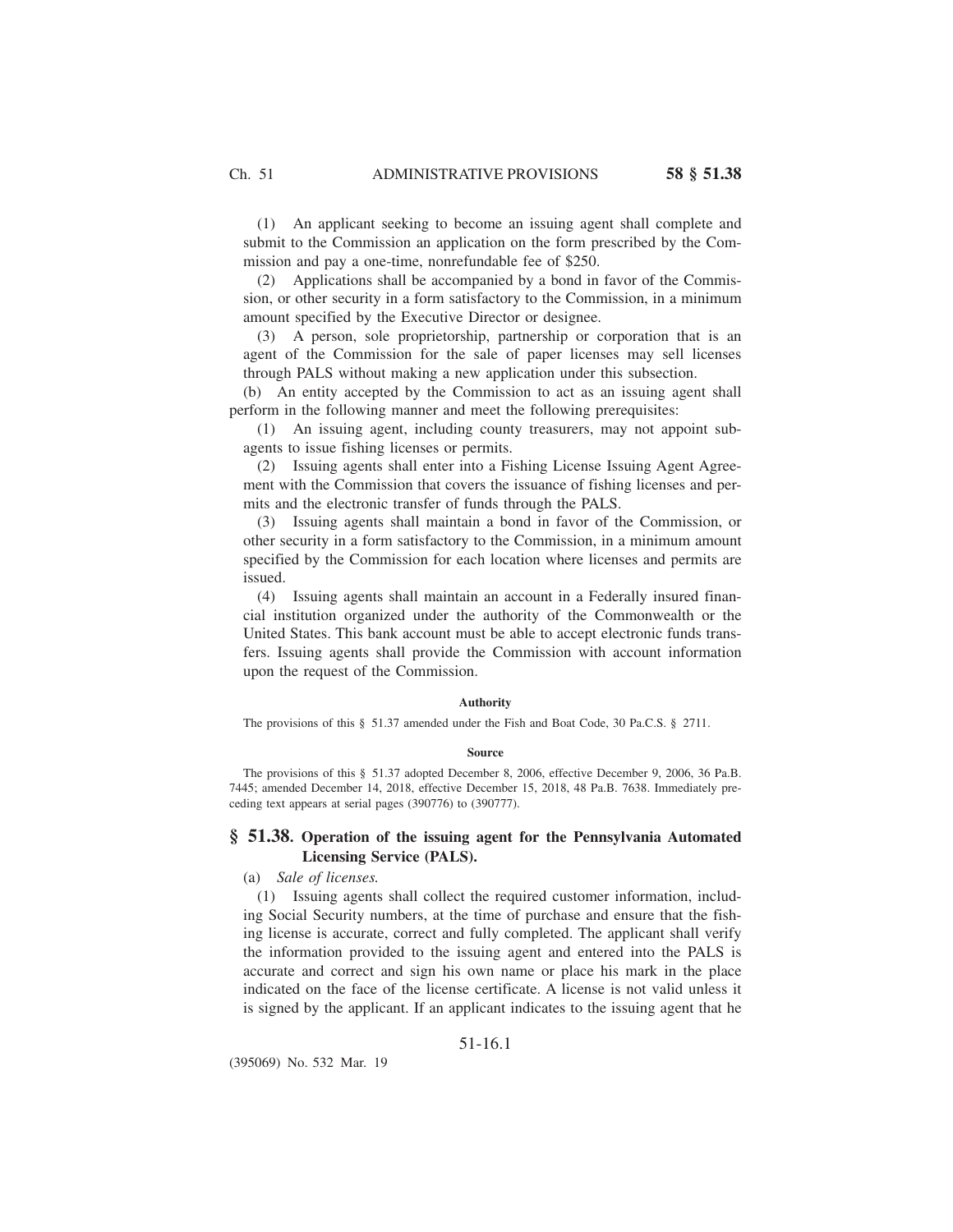(1) An applicant seeking to become an issuing agent shall complete and submit to the Commission an application on the form prescribed by the Commission and pay a one-time, nonrefundable fee of $250.

(2) Applications shall be accompanied by a bond in favor of the Commission, or other security in a form satisfactory to the Commission, in a minimum amount specified by the Executive Director or designee.

(3) A person, sole proprietorship, partnership or corporation that is an agent of the Commission for the sale of paper licenses may sell licenses through PALS without making a new application under this subsection.

(b) An entity accepted by the Commission to act as an issuing agent shall perform in the following manner and meet the following prerequisites:

(1) An issuing agent, including county treasurers, may not appoint subagents to issue fishing licenses or permits.

(2) Issuing agents shall enter into a Fishing License Issuing Agent Agreement with the Commission that covers the issuance of fishing licenses and permits and the electronic transfer of funds through the PALS.

(3) Issuing agents shall maintain a bond in favor of the Commission, or other security in a form satisfactory to the Commission, in a minimum amount specified by the Commission for each location where licenses and permits are issued.

(4) Issuing agents shall maintain an account in a Federally insured financial institution organized under the authority of the Commonwealth or the United States. This bank account must be able to accept electronic funds transfers. Issuing agents shall provide the Commission with account information upon the request of the Commission.

**Authority**

The provisions of this § 51.37 amended under the Fish and Boat Code, 30 Pa.C.S. § 2711.

**Source**

The provisions of this § 51.37 adopted December 8, 2006, effective December 9, 2006, 36 Pa.B. 7445; amended December 14, 2018, effective December 15, 2018, 48 Pa.B. 7638. Immediately preceding text appears at serial pages (390776) to (390777).

## § 51.38. Operation of the issuing agent for the Pennsylvania Automated Licensing Service (PALS).

(a) *Sale of licenses.*

(1) Issuing agents shall collect the required customer information, including Social Security numbers, at the time of purchase and ensure that the fishing license is accurate, correct and fully completed. The applicant shall verify the information provided to the issuing agent and entered into the PALS is accurate and correct and sign his own name or place his mark in the place indicated on the face of the license certificate. A license is not valid unless it is signed by the applicant. If an applicant indicates to the issuing agent that he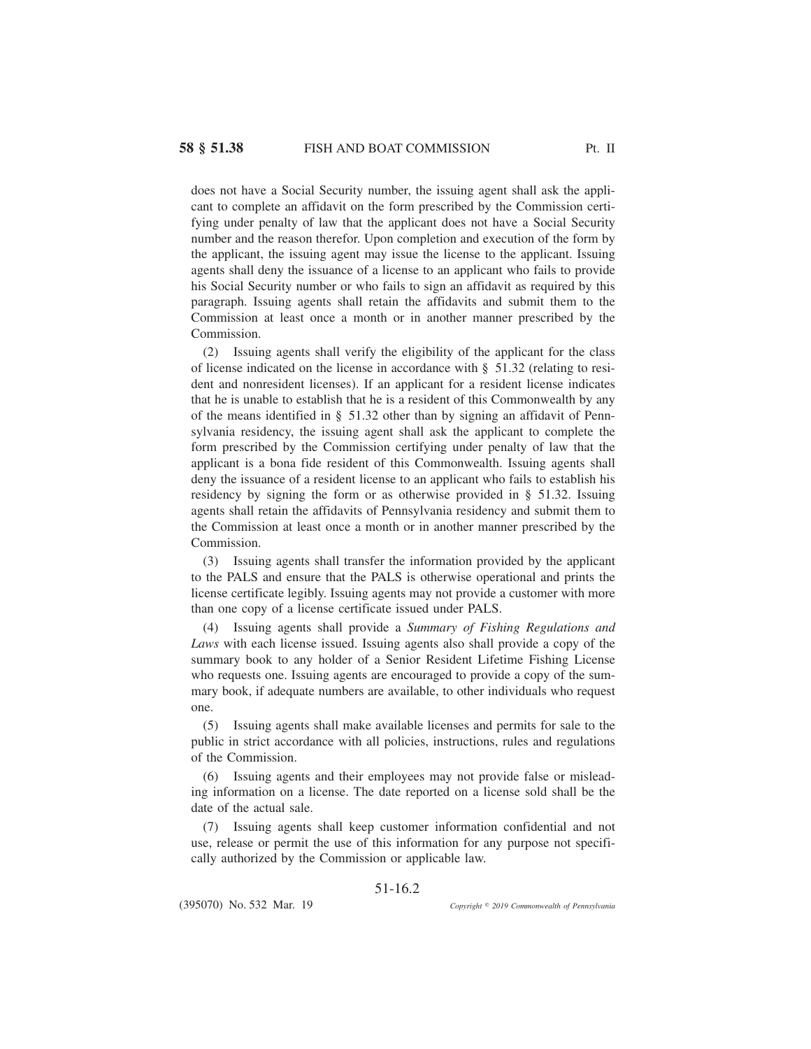does not have a Social Security number, the issuing agent shall ask the applicant to complete an affidavit on the form prescribed by the Commission certifying under penalty of law that the applicant does not have a Social Security number and the reason therefor. Upon completion and execution of the form by the applicant, the issuing agent may issue the license to the applicant. Issuing agents shall deny the issuance of a license to an applicant who fails to provide his Social Security number or who fails to sign an affidavit as required by this paragraph. Issuing agents shall retain the affidavits and submit them to the Commission at least once a month or in another manner prescribed by the Commission.

(2) Issuing agents shall verify the eligibility of the applicant for the class of license indicated on the license in accordance with § 51.32 (relating to resident and nonresident licenses). If an applicant for a resident license indicates that he is unable to establish that he is a resident of this Commonwealth by any of the means identified in § 51.32 other than by signing an affidavit of Pennsylvania residency, the issuing agent shall ask the applicant to complete the form prescribed by the Commission certifying under penalty of law that the applicant is a bona fide resident of this Commonwealth. Issuing agents shall deny the issuance of a resident license to an applicant who fails to establish his residency by signing the form or as otherwise provided in § 51.32. Issuing agents shall retain the affidavits of Pennsylvania residency and submit them to the Commission at least once a month or in another manner prescribed by the Commission.

(3) Issuing agents shall transfer the information provided by the applicant to the PALS and ensure that the PALS is otherwise operational and prints the license certificate legibly. Issuing agents may not provide a customer with more than one copy of a license certificate issued under PALS.

(4) Issuing agents shall provide a *Summary of Fishing Regulations and Laws* with each license issued. Issuing agents also shall provide a copy of the summary book to any holder of a Senior Resident Lifetime Fishing License who requests one. Issuing agents are encouraged to provide a copy of the summary book, if adequate numbers are available, to other individuals who request one.

(5) Issuing agents shall make available licenses and permits for sale to the public in strict accordance with all policies, instructions, rules and regulations of the Commission.

(6) Issuing agents and their employees may not provide false or misleading information on a license. The date reported on a license sold shall be the date of the actual sale.

(7) Issuing agents shall keep customer information confidential and not use, release or permit the use of this information for any purpose not specifically authorized by the Commission or applicable law.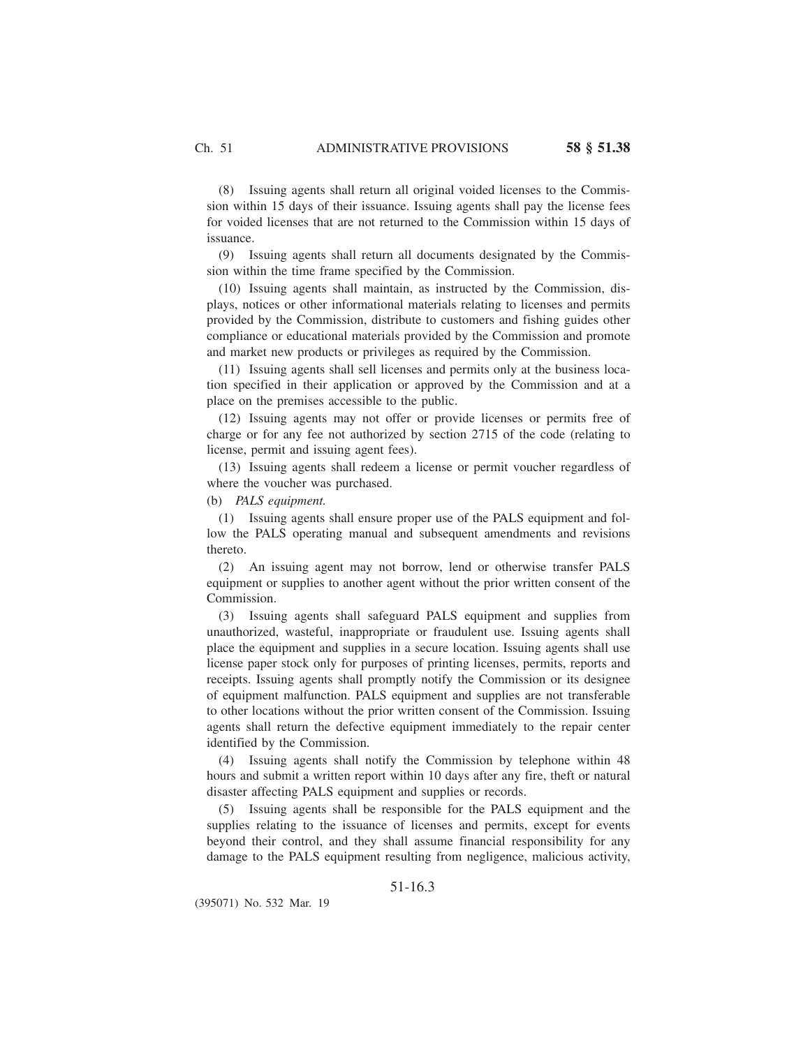(8) Issuing agents shall return all original voided licenses to the Commission within 15 days of their issuance. Issuing agents shall pay the license fees for voided licenses that are not returned to the Commission within 15 days of issuance.

(9) Issuing agents shall return all documents designated by the Commission within the time frame specified by the Commission.

(10) Issuing agents shall maintain, as instructed by the Commission, displays, notices or other informational materials relating to licenses and permits provided by the Commission, distribute to customers and fishing guides other compliance or educational materials provided by the Commission and promote and market new products or privileges as required by the Commission.

(11) Issuing agents shall sell licenses and permits only at the business location specified in their application or approved by the Commission and at a place on the premises accessible to the public.

(12) Issuing agents may not offer or provide licenses or permits free of charge or for any fee not authorized by section 2715 of the code (relating to license, permit and issuing agent fees).

(13) Issuing agents shall redeem a license or permit voucher regardless of where the voucher was purchased.

(b) *PALS equipment.*

(1) Issuing agents shall ensure proper use of the PALS equipment and follow the PALS operating manual and subsequent amendments and revisions thereto.

(2) An issuing agent may not borrow, lend or otherwise transfer PALS equipment or supplies to another agent without the prior written consent of the Commission.

(3) Issuing agents shall safeguard PALS equipment and supplies from unauthorized, wasteful, inappropriate or fraudulent use. Issuing agents shall place the equipment and supplies in a secure location. Issuing agents shall use license paper stock only for purposes of printing licenses, permits, reports and receipts. Issuing agents shall promptly notify the Commission or its designee of equipment malfunction. PALS equipment and supplies are not transferable to other locations without the prior written consent of the Commission. Issuing agents shall return the defective equipment immediately to the repair center identified by the Commission.

(4) Issuing agents shall notify the Commission by telephone within 48 hours and submit a written report within 10 days after any fire, theft or natural disaster affecting PALS equipment and supplies or records.

(5) Issuing agents shall be responsible for the PALS equipment and the supplies relating to the issuance of licenses and permits, except for events beyond their control, and they shall assume financial responsibility for any damage to the PALS equipment resulting from negligence, malicious activity,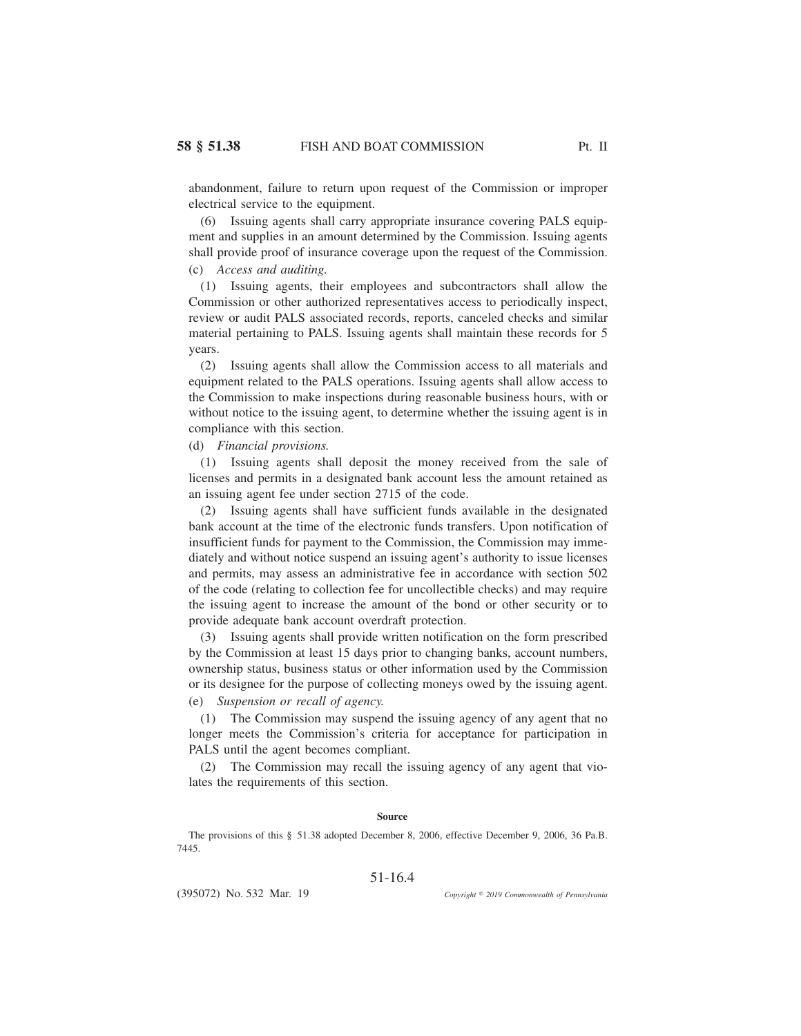abandonment, failure to return upon request of the Commission or improper electrical service to the equipment.

(6) Issuing agents shall carry appropriate insurance covering PALS equipment and supplies in an amount determined by the Commission. Issuing agents shall provide proof of insurance coverage upon the request of the Commission.

(c) *Access and auditing.*

(1) Issuing agents, their employees and subcontractors shall allow the Commission or other authorized representatives access to periodically inspect, review or audit PALS associated records, reports, canceled checks and similar material pertaining to PALS. Issuing agents shall maintain these records for 5 years.

(2) Issuing agents shall allow the Commission access to all materials and equipment related to the PALS operations. Issuing agents shall allow access to the Commission to make inspections during reasonable business hours, with or without notice to the issuing agent, to determine whether the issuing agent is in compliance with this section.

(d) *Financial provisions.*

(1) Issuing agents shall deposit the money received from the sale of licenses and permits in a designated bank account less the amount retained as an issuing agent fee under section 2715 of the code.

(2) Issuing agents shall have sufficient funds available in the designated bank account at the time of the electronic funds transfers. Upon notification of insufficient funds for payment to the Commission, the Commission may immediately and without notice suspend an issuing agent's authority to issue licenses and permits, may assess an administrative fee in accordance with section 502 of the code (relating to collection fee for uncollectible checks) and may require the issuing agent to increase the amount of the bond or other security or to provide adequate bank account overdraft protection.

(3) Issuing agents shall provide written notification on the form prescribed by the Commission at least 15 days prior to changing banks, account numbers, ownership status, business status or other information used by the Commission or its designee for the purpose of collecting moneys owed by the issuing agent.

(e) *Suspension or recall of agency.*

(1) The Commission may suspend the issuing agency of any agent that no longer meets the Commission's criteria for acceptance for participation in PALS until the agent becomes compliant.

(2) The Commission may recall the issuing agency of any agent that violates the requirements of this section.

**Source**

The provisions of this § 51.38 adopted December 8, 2006, effective December 9, 2006, 36 Pa.B. 7445.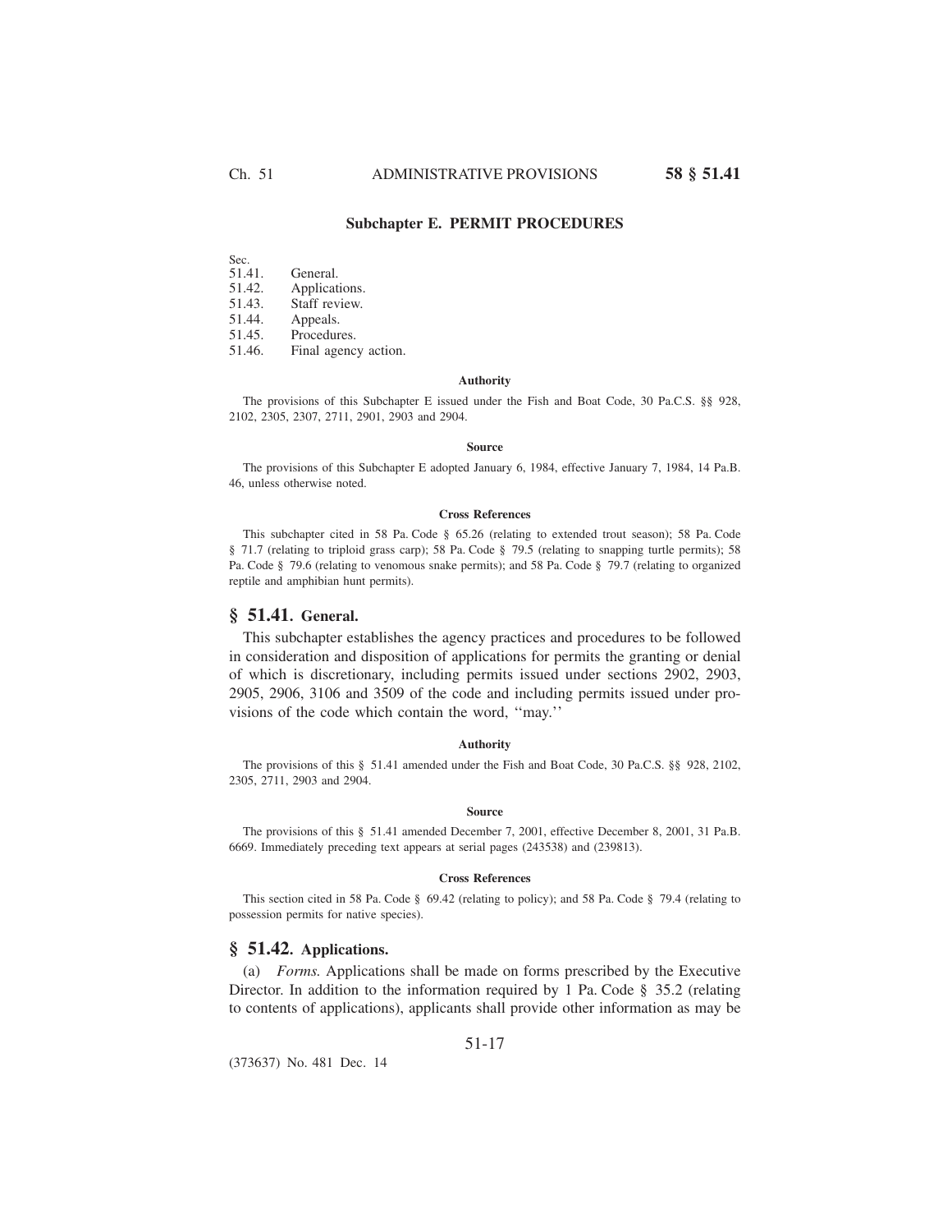## Subchapter E. PERMIT PROCEDURES

Sec.
51.41. General.
51.42. Applications.
51.43. Staff review.
51.44. Appeals.
51.45. Procedures.
51.46. Final agency action.

#### Authority

The provisions of this Subchapter E issued under the Fish and Boat Code, 30 Pa.C.S. §§ 928, 2102, 2305, 2307, 2711, 2901, 2903 and 2904.

#### Source

The provisions of this Subchapter E adopted January 6, 1984, effective January 7, 1984, 14 Pa.B. 46, unless otherwise noted.

#### Cross References

This subchapter cited in 58 Pa. Code § 65.26 (relating to extended trout season); 58 Pa. Code § 71.7 (relating to triploid grass carp); 58 Pa. Code § 79.5 (relating to snapping turtle permits); 58 Pa. Code § 79.6 (relating to venomous snake permits); and 58 Pa. Code § 79.7 (relating to organized reptile and amphibian hunt permits).

### § 51.41. General.

This subchapter establishes the agency practices and procedures to be followed in consideration and disposition of applications for permits the granting or denial of which is discretionary, including permits issued under sections 2902, 2903, 2905, 2906, 3106 and 3509 of the code and including permits issued under provisions of the code which contain the word, ''may.''

#### Authority

The provisions of this § 51.41 amended under the Fish and Boat Code, 30 Pa.C.S. §§ 928, 2102, 2305, 2711, 2903 and 2904.

#### Source

The provisions of this § 51.41 amended December 7, 2001, effective December 8, 2001, 31 Pa.B. 6669. Immediately preceding text appears at serial pages (243538) and (239813).

#### Cross References

This section cited in 58 Pa. Code § 69.42 (relating to policy); and 58 Pa. Code § 79.4 (relating to possession permits for native species).

### § 51.42. Applications.

(a) *Forms.* Applications shall be made on forms prescribed by the Executive Director. In addition to the information required by 1 Pa. Code § 35.2 (relating to contents of applications), applicants shall provide other information as may be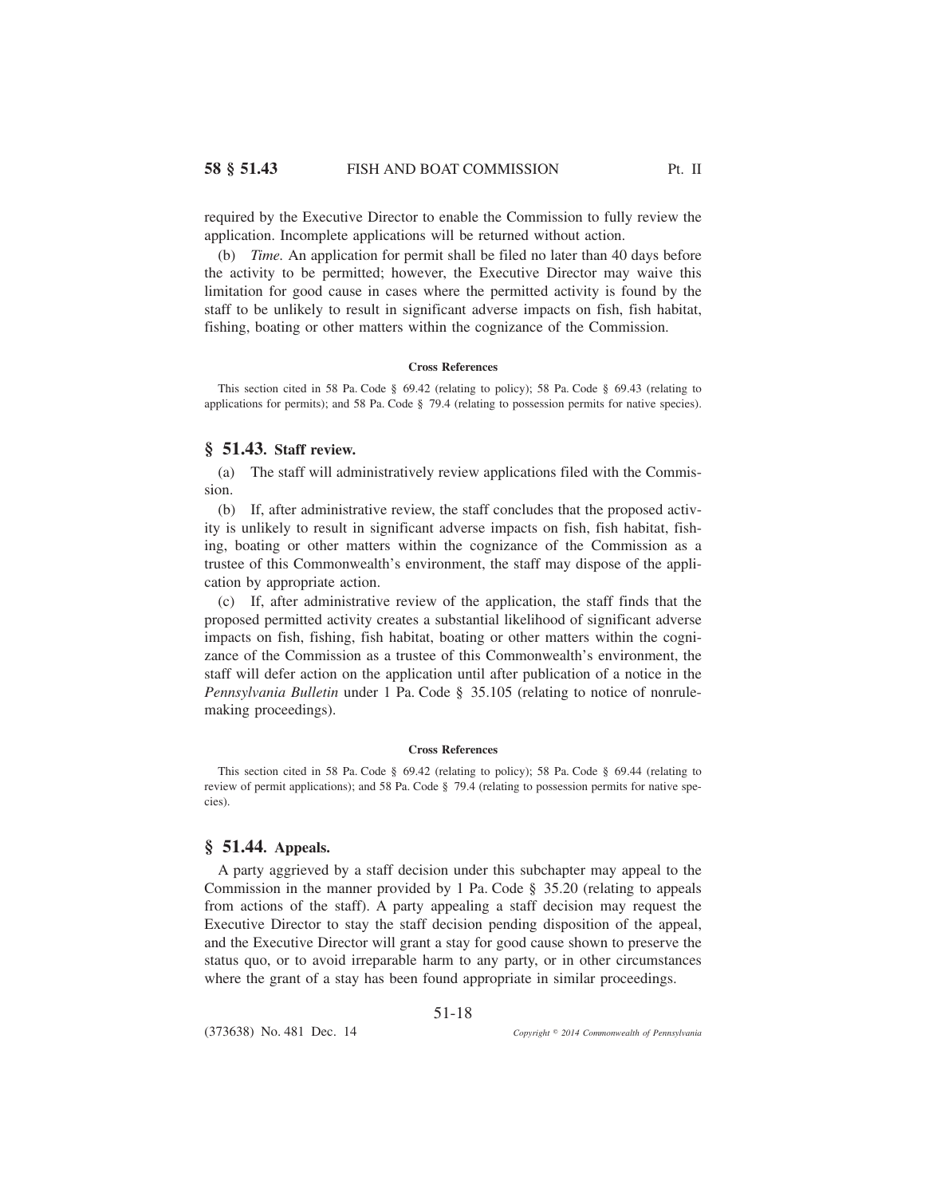required by the Executive Director to enable the Commission to fully review the application. Incomplete applications will be returned without action.

(b) *Time*. An application for permit shall be filed no later than 40 days before the activity to be permitted; however, the Executive Director may waive this limitation for good cause in cases where the permitted activity is found by the staff to be unlikely to result in significant adverse impacts on fish, fish habitat, fishing, boating or other matters within the cognizance of the Commission.

#### Cross References

This section cited in 58 Pa. Code § 69.42 (relating to policy); 58 Pa. Code § 69.43 (relating to applications for permits); and 58 Pa. Code § 79.4 (relating to possession permits for native species).

## § 51.43. Staff review.

(a) The staff will administratively review applications filed with the Commission.

(b) If, after administrative review, the staff concludes that the proposed activity is unlikely to result in significant adverse impacts on fish, fish habitat, fishing, boating or other matters within the cognizance of the Commission as a trustee of this Commonwealth's environment, the staff may dispose of the application by appropriate action.

(c) If, after administrative review of the application, the staff finds that the proposed permitted activity creates a substantial likelihood of significant adverse impacts on fish, fishing, fish habitat, boating or other matters within the cognizance of the Commission as a trustee of this Commonwealth's environment, the staff will defer action on the application until after publication of a notice in the *Pennsylvania Bulletin* under 1 Pa. Code § 35.105 (relating to notice of nonrulemaking proceedings).

#### Cross References

This section cited in 58 Pa. Code § 69.42 (relating to policy); 58 Pa. Code § 69.44 (relating to review of permit applications); and 58 Pa. Code § 79.4 (relating to possession permits for native species).

## § 51.44. Appeals.

A party aggrieved by a staff decision under this subchapter may appeal to the Commission in the manner provided by 1 Pa. Code § 35.20 (relating to appeals from actions of the staff). A party appealing a staff decision may request the Executive Director to stay the staff decision pending disposition of the appeal, and the Executive Director will grant a stay for good cause shown to preserve the status quo, or to avoid irreparable harm to any party, or in other circumstances where the grant of a stay has been found appropriate in similar proceedings.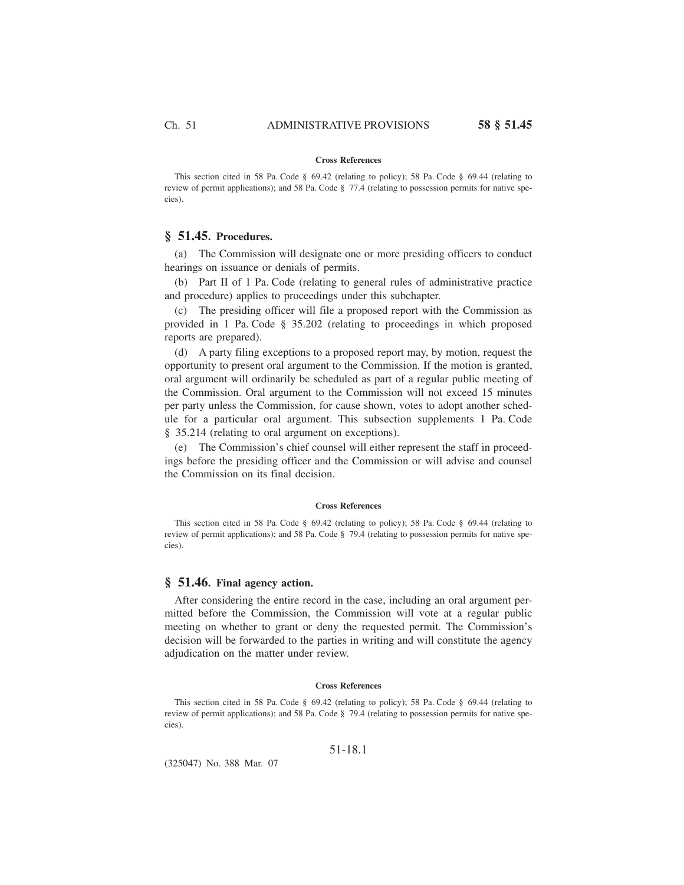#### Cross References

This section cited in 58 Pa. Code § 69.42 (relating to policy); 58 Pa. Code § 69.44 (relating to review of permit applications); and 58 Pa. Code § 77.4 (relating to possession permits for native species).

## § 51.45. Procedures.

(a) The Commission will designate one or more presiding officers to conduct hearings on issuance or denials of permits.

(b) Part II of 1 Pa. Code (relating to general rules of administrative practice and procedure) applies to proceedings under this subchapter.

(c) The presiding officer will file a proposed report with the Commission as provided in 1 Pa. Code § 35.202 (relating to proceedings in which proposed reports are prepared).

(d) A party filing exceptions to a proposed report may, by motion, request the opportunity to present oral argument to the Commission. If the motion is granted, oral argument will ordinarily be scheduled as part of a regular public meeting of the Commission. Oral argument to the Commission will not exceed 15 minutes per party unless the Commission, for cause shown, votes to adopt another schedule for a particular oral argument. This subsection supplements 1 Pa. Code § 35.214 (relating to oral argument on exceptions).

(e) The Commission's chief counsel will either represent the staff in proceedings before the presiding officer and the Commission or will advise and counsel the Commission on its final decision.

#### Cross References

This section cited in 58 Pa. Code § 69.42 (relating to policy); 58 Pa. Code § 69.44 (relating to review of permit applications); and 58 Pa. Code § 79.4 (relating to possession permits for native species).

## § 51.46. Final agency action.

After considering the entire record in the case, including an oral argument permitted before the Commission, the Commission will vote at a regular public meeting on whether to grant or deny the requested permit. The Commission's decision will be forwarded to the parties in writing and will constitute the agency adjudication on the matter under review.

#### Cross References

This section cited in 58 Pa. Code § 69.42 (relating to policy); 58 Pa. Code § 69.44 (relating to review of permit applications); and 58 Pa. Code § 79.4 (relating to possession permits for native species).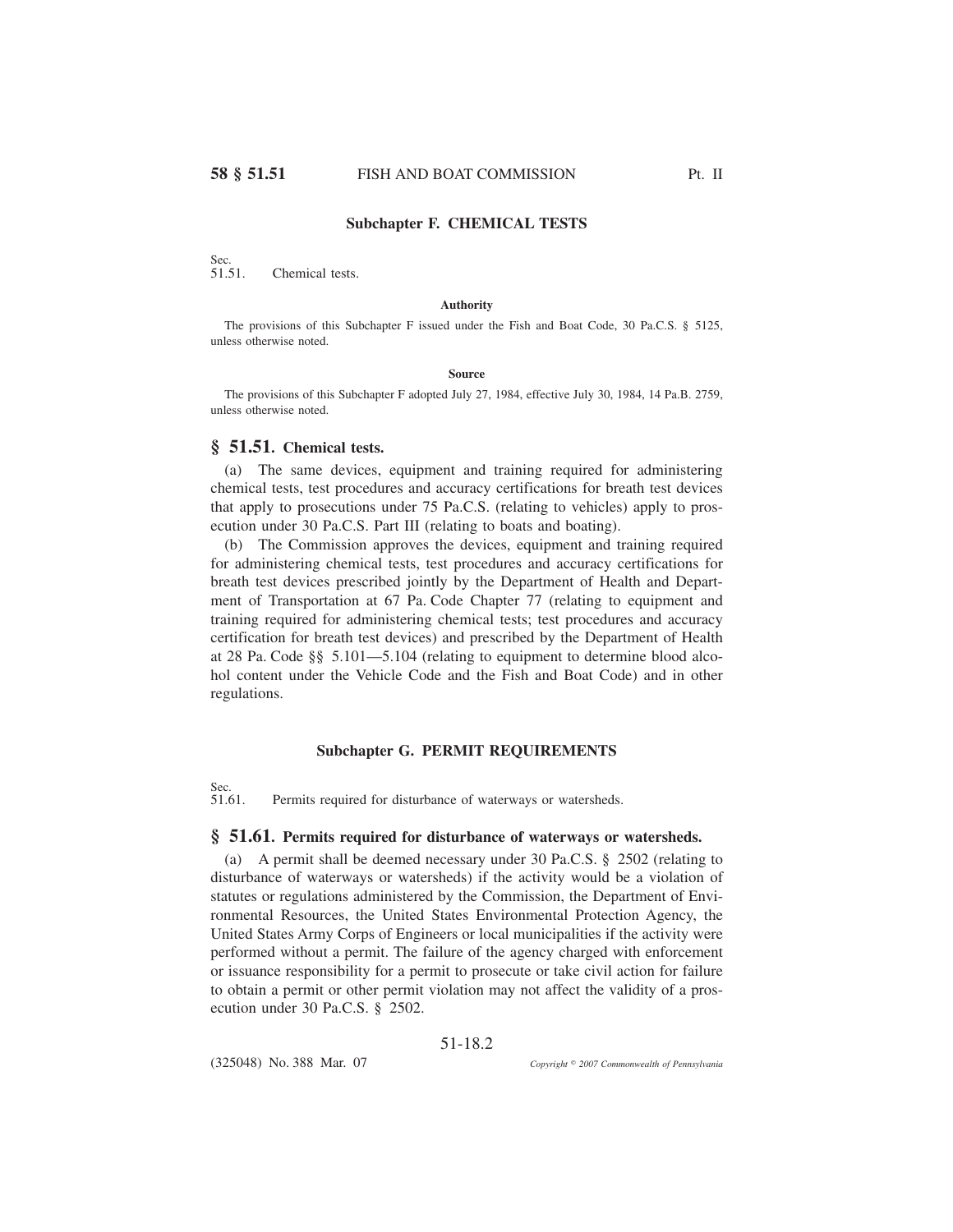## Subchapter F. CHEMICAL TESTS

Sec.
51.51. Chemical tests.

#### Authority

The provisions of this Subchapter F issued under the Fish and Boat Code, 30 Pa.C.S. § 5125, unless otherwise noted.

#### Source

The provisions of this Subchapter F adopted July 27, 1984, effective July 30, 1984, 14 Pa.B. 2759, unless otherwise noted.

### § 51.51. Chemical tests.

(a) The same devices, equipment and training required for administering chemical tests, test procedures and accuracy certifications for breath test devices that apply to prosecutions under 75 Pa.C.S. (relating to vehicles) apply to prosecution under 30 Pa.C.S. Part III (relating to boats and boating).

(b) The Commission approves the devices, equipment and training required for administering chemical tests, test procedures and accuracy certifications for breath test devices prescribed jointly by the Department of Health and Department of Transportation at 67 Pa. Code Chapter 77 (relating to equipment and training required for administering chemical tests; test procedures and accuracy certification for breath test devices) and prescribed by the Department of Health at 28 Pa. Code §§ 5.101—5.104 (relating to equipment to determine blood alcohol content under the Vehicle Code and the Fish and Boat Code) and in other regulations.

## Subchapter G. PERMIT REQUIREMENTS

Sec.
51.61. Permits required for disturbance of waterways or watersheds.

### § 51.61. Permits required for disturbance of waterways or watersheds.

(a) A permit shall be deemed necessary under 30 Pa.C.S. § 2502 (relating to disturbance of waterways or watersheds) if the activity would be a violation of statutes or regulations administered by the Commission, the Department of Environmental Resources, the United States Environmental Protection Agency, the United States Army Corps of Engineers or local municipalities if the activity were performed without a permit. The failure of the agency charged with enforcement or issuance responsibility for a permit to prosecute or take civil action for failure to obtain a permit or other permit violation may not affect the validity of a prosecution under 30 Pa.C.S. § 2502.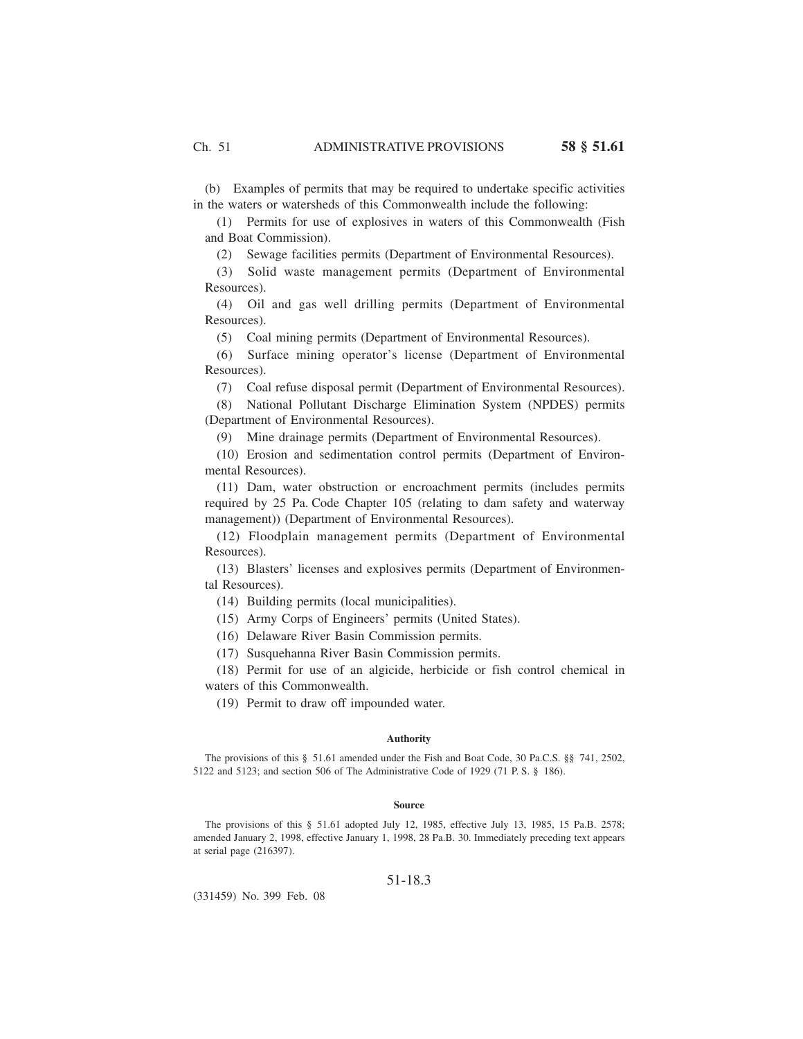(b) Examples of permits that may be required to undertake specific activities in the waters or watersheds of this Commonwealth include the following:

(1) Permits for use of explosives in waters of this Commonwealth (Fish and Boat Commission).

(2) Sewage facilities permits (Department of Environmental Resources).

(3) Solid waste management permits (Department of Environmental Resources).

(4) Oil and gas well drilling permits (Department of Environmental Resources).

(5) Coal mining permits (Department of Environmental Resources).

(6) Surface mining operator's license (Department of Environmental Resources).

(7) Coal refuse disposal permit (Department of Environmental Resources).

(8) National Pollutant Discharge Elimination System (NPDES) permits (Department of Environmental Resources).

(9) Mine drainage permits (Department of Environmental Resources).

(10) Erosion and sedimentation control permits (Department of Environmental Resources).

(11) Dam, water obstruction or encroachment permits (includes permits required by 25 Pa. Code Chapter 105 (relating to dam safety and waterway management)) (Department of Environmental Resources).

(12) Floodplain management permits (Department of Environmental Resources).

(13) Blasters' licenses and explosives permits (Department of Environmental Resources).

(14) Building permits (local municipalities).

(15) Army Corps of Engineers' permits (United States).

(16) Delaware River Basin Commission permits.

(17) Susquehanna River Basin Commission permits.

(18) Permit for use of an algicide, herbicide or fish control chemical in waters of this Commonwealth.

(19) Permit to draw off impounded water.

#### Authority

The provisions of this § 51.61 amended under the Fish and Boat Code, 30 Pa.C.S. §§ 741, 2502, 5122 and 5123; and section 506 of The Administrative Code of 1929 (71 P. S. § 186).

#### Source

The provisions of this § 51.61 adopted July 12, 1985, effective July 13, 1985, 15 Pa.B. 2578; amended January 2, 1998, effective January 1, 1998, 28 Pa.B. 30. Immediately preceding text appears at serial page (216397).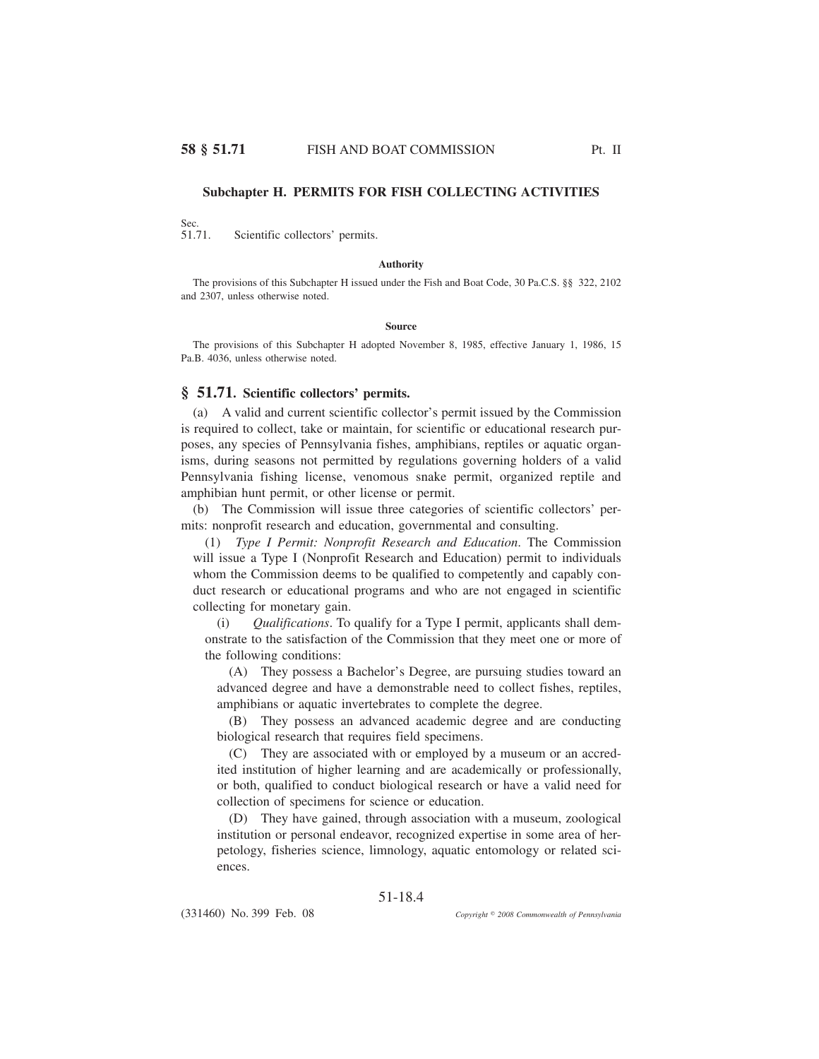## Subchapter H. PERMITS FOR FISH COLLECTING ACTIVITIES

Sec.
51.71. Scientific collectors' permits.

**Authority**

The provisions of this Subchapter H issued under the Fish and Boat Code, 30 Pa.C.S. §§ 322, 2102 and 2307, unless otherwise noted.

**Source**

The provisions of this Subchapter H adopted November 8, 1985, effective January 1, 1986, 15 Pa.B. 4036, unless otherwise noted.

### § 51.71. Scientific collectors' permits.

(a) A valid and current scientific collector's permit issued by the Commission is required to collect, take or maintain, for scientific or educational research purposes, any species of Pennsylvania fishes, amphibians, reptiles or aquatic organisms, during seasons not permitted by regulations governing holders of a valid Pennsylvania fishing license, venomous snake permit, organized reptile and amphibian hunt permit, or other license or permit.

(b) The Commission will issue three categories of scientific collectors' permits: nonprofit research and education, governmental and consulting.

(1) *Type I Permit: Nonprofit Research and Education*. The Commission will issue a Type I (Nonprofit Research and Education) permit to individuals whom the Commission deems to be qualified to competently and capably conduct research or educational programs and who are not engaged in scientific collecting for monetary gain.

(i) *Qualifications*. To qualify for a Type I permit, applicants shall demonstrate to the satisfaction of the Commission that they meet one or more of the following conditions:

(A) They possess a Bachelor's Degree, are pursuing studies toward an advanced degree and have a demonstrable need to collect fishes, reptiles, amphibians or aquatic invertebrates to complete the degree.

(B) They possess an advanced academic degree and are conducting biological research that requires field specimens.

(C) They are associated with or employed by a museum or an accredited institution of higher learning and are academically or professionally, or both, qualified to conduct biological research or have a valid need for collection of specimens for science or education.

(D) They have gained, through association with a museum, zoological institution or personal endeavor, recognized expertise in some area of herpetology, fisheries science, limnology, aquatic entomology or related sciences.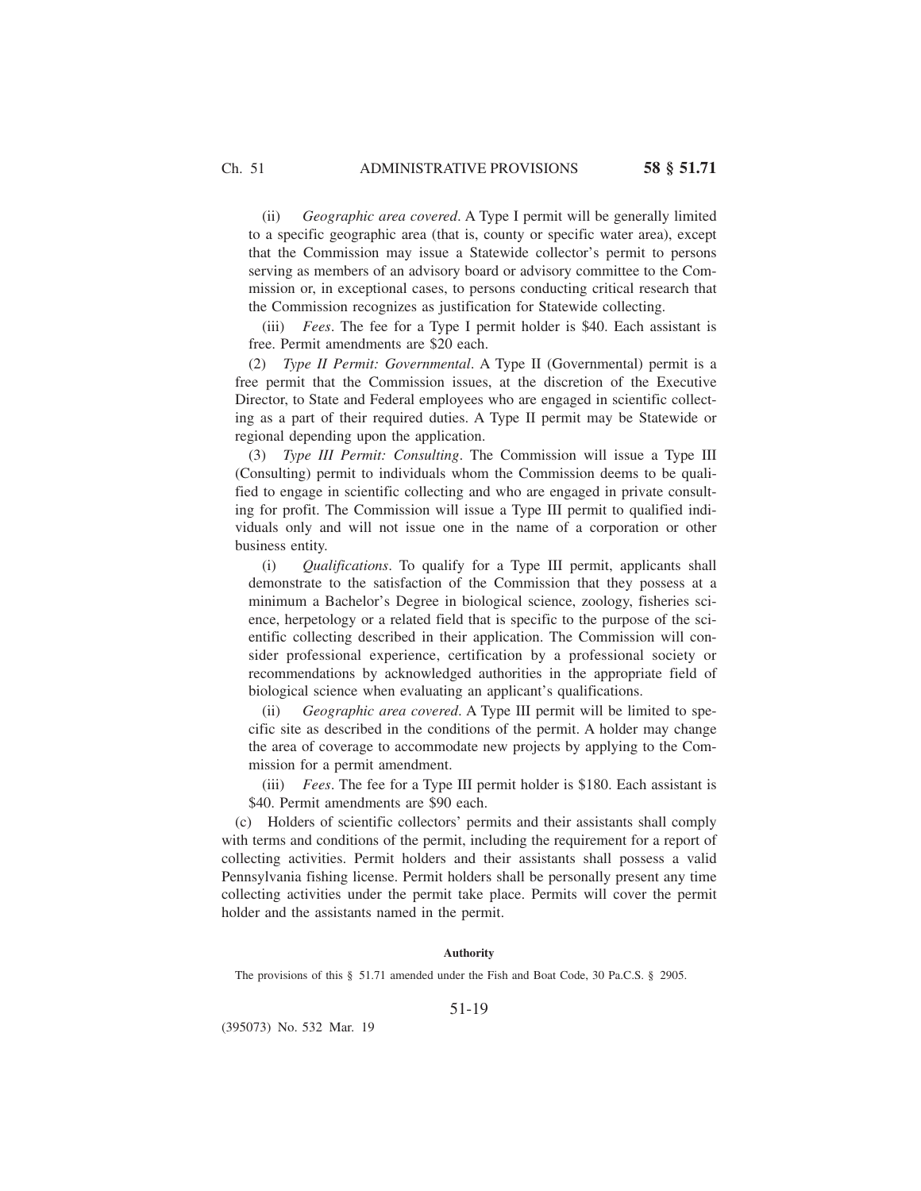(ii) *Geographic area covered*. A Type I permit will be generally limited to a specific geographic area (that is, county or specific water area), except that the Commission may issue a Statewide collector's permit to persons serving as members of an advisory board or advisory committee to the Commission or, in exceptional cases, to persons conducting critical research that the Commission recognizes as justification for Statewide collecting.

(iii) *Fees*. The fee for a Type I permit holder is $40. Each assistant is free. Permit amendments are $20 each.

(2) *Type II Permit: Governmental*. A Type II (Governmental) permit is a free permit that the Commission issues, at the discretion of the Executive Director, to State and Federal employees who are engaged in scientific collecting as a part of their required duties. A Type II permit may be Statewide or regional depending upon the application.

(3) *Type III Permit: Consulting*. The Commission will issue a Type III (Consulting) permit to individuals whom the Commission deems to be qualified to engage in scientific collecting and who are engaged in private consulting for profit. The Commission will issue a Type III permit to qualified individuals only and will not issue one in the name of a corporation or other business entity.

(i) *Qualifications*. To qualify for a Type III permit, applicants shall demonstrate to the satisfaction of the Commission that they possess at a minimum a Bachelor's Degree in biological science, zoology, fisheries science, herpetology or a related field that is specific to the purpose of the scientific collecting described in their application. The Commission will consider professional experience, certification by a professional society or recommendations by acknowledged authorities in the appropriate field of biological science when evaluating an applicant's qualifications.

(ii) *Geographic area covered*. A Type III permit will be limited to specific site as described in the conditions of the permit. A holder may change the area of coverage to accommodate new projects by applying to the Commission for a permit amendment.

(iii) *Fees*. The fee for a Type III permit holder is $180. Each assistant is $40. Permit amendments are $90 each.

(c) Holders of scientific collectors' permits and their assistants shall comply with terms and conditions of the permit, including the requirement for a report of collecting activities. Permit holders and their assistants shall possess a valid Pennsylvania fishing license. Permit holders shall be personally present any time collecting activities under the permit take place. Permits will cover the permit holder and the assistants named in the permit.

**Authority**

The provisions of this § 51.71 amended under the Fish and Boat Code, 30 Pa.C.S. § 2905.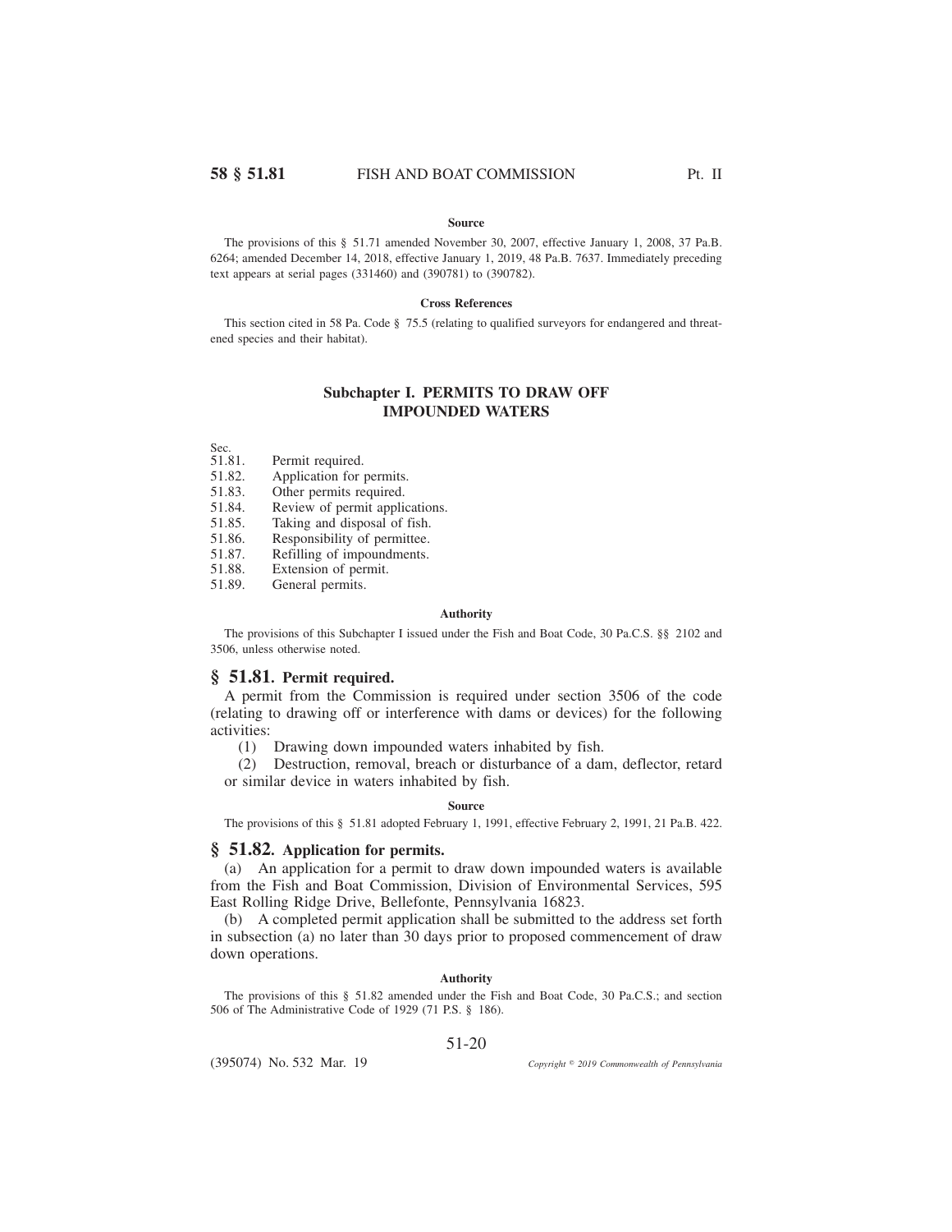**Source**

The provisions of this § 51.71 amended November 30, 2007, effective January 1, 2008, 37 Pa.B. 6264; amended December 14, 2018, effective January 1, 2019, 48 Pa.B. 7637. Immediately preceding text appears at serial pages (331460) and (390781) to (390782).

**Cross References**

This section cited in 58 Pa. Code § 75.5 (relating to qualified surveyors for endangered and threatened species and their habitat).

## Subchapter I. PERMITS TO DRAW OFF IMPOUNDED WATERS

Sec.
51.81. Permit required.
51.82. Application for permits.
51.83. Other permits required.
51.84. Review of permit applications.
51.85. Taking and disposal of fish.
51.86. Responsibility of permittee.
51.87. Refilling of impoundments.
51.88. Extension of permit.
51.89. General permits.

**Authority**

The provisions of this Subchapter I issued under the Fish and Boat Code, 30 Pa.C.S. §§ 2102 and 3506, unless otherwise noted.

### § 51.81. Permit required.

A permit from the Commission is required under section 3506 of the code (relating to drawing off or interference with dams or devices) for the following activities:

(1) Drawing down impounded waters inhabited by fish.

(2) Destruction, removal, breach or disturbance of a dam, deflector, retard or similar device in waters inhabited by fish.

**Source**

The provisions of this § 51.81 adopted February 1, 1991, effective February 2, 1991, 21 Pa.B. 422.

### § 51.82. Application for permits.

(a) An application for a permit to draw down impounded waters is available from the Fish and Boat Commission, Division of Environmental Services, 595 East Rolling Ridge Drive, Bellefonte, Pennsylvania 16823.

(b) A completed permit application shall be submitted to the address set forth in subsection (a) no later than 30 days prior to proposed commencement of draw down operations.

**Authority**

The provisions of this § 51.82 amended under the Fish and Boat Code, 30 Pa.C.S.; and section 506 of The Administrative Code of 1929 (71 P.S. § 186).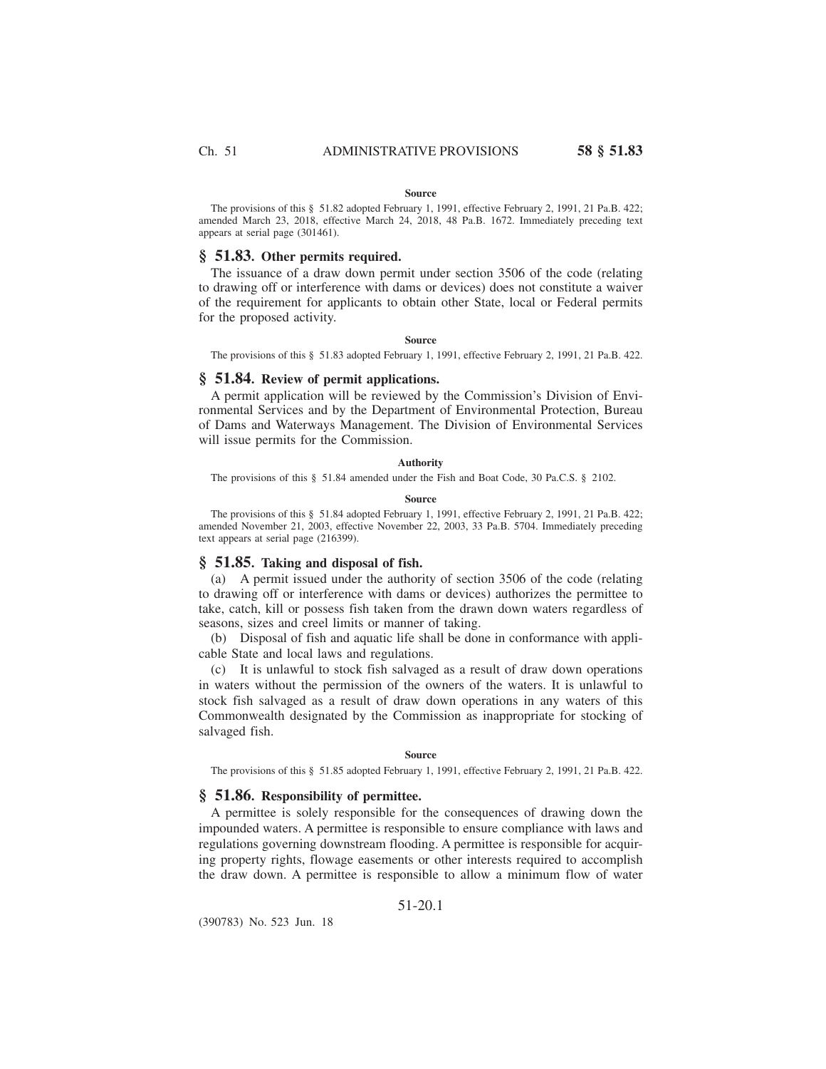#### Source

The provisions of this § 51.82 adopted February 1, 1991, effective February 2, 1991, 21 Pa.B. 422; amended March 23, 2018, effective March 24, 2018, 48 Pa.B. 1672. Immediately preceding text appears at serial page (301461).

## § 51.83. Other permits required.

The issuance of a draw down permit under section 3506 of the code (relating to drawing off or interference with dams or devices) does not constitute a waiver of the requirement for applicants to obtain other State, local or Federal permits for the proposed activity.

#### Source

The provisions of this § 51.83 adopted February 1, 1991, effective February 2, 1991, 21 Pa.B. 422.

## § 51.84. Review of permit applications.

A permit application will be reviewed by the Commission's Division of Environmental Services and by the Department of Environmental Protection, Bureau of Dams and Waterways Management. The Division of Environmental Services will issue permits for the Commission.

#### Authority

The provisions of this § 51.84 amended under the Fish and Boat Code, 30 Pa.C.S. § 2102.

#### Source

The provisions of this § 51.84 adopted February 1, 1991, effective February 2, 1991, 21 Pa.B. 422; amended November 21, 2003, effective November 22, 2003, 33 Pa.B. 5704. Immediately preceding text appears at serial page (216399).

## § 51.85. Taking and disposal of fish.

(a) A permit issued under the authority of section 3506 of the code (relating to drawing off or interference with dams or devices) authorizes the permittee to take, catch, kill or possess fish taken from the drawn down waters regardless of seasons, sizes and creel limits or manner of taking.

(b) Disposal of fish and aquatic life shall be done in conformance with applicable State and local laws and regulations.

(c) It is unlawful to stock fish salvaged as a result of draw down operations in waters without the permission of the owners of the waters. It is unlawful to stock fish salvaged as a result of draw down operations in any waters of this Commonwealth designated by the Commission as inappropriate for stocking of salvaged fish.

#### Source

The provisions of this § 51.85 adopted February 1, 1991, effective February 2, 1991, 21 Pa.B. 422.

## § 51.86. Responsibility of permittee.

A permittee is solely responsible for the consequences of drawing down the impounded waters. A permittee is responsible to ensure compliance with laws and regulations governing downstream flooding. A permittee is responsible for acquiring property rights, flowage easements or other interests required to accomplish the draw down. A permittee is responsible to allow a minimum flow of water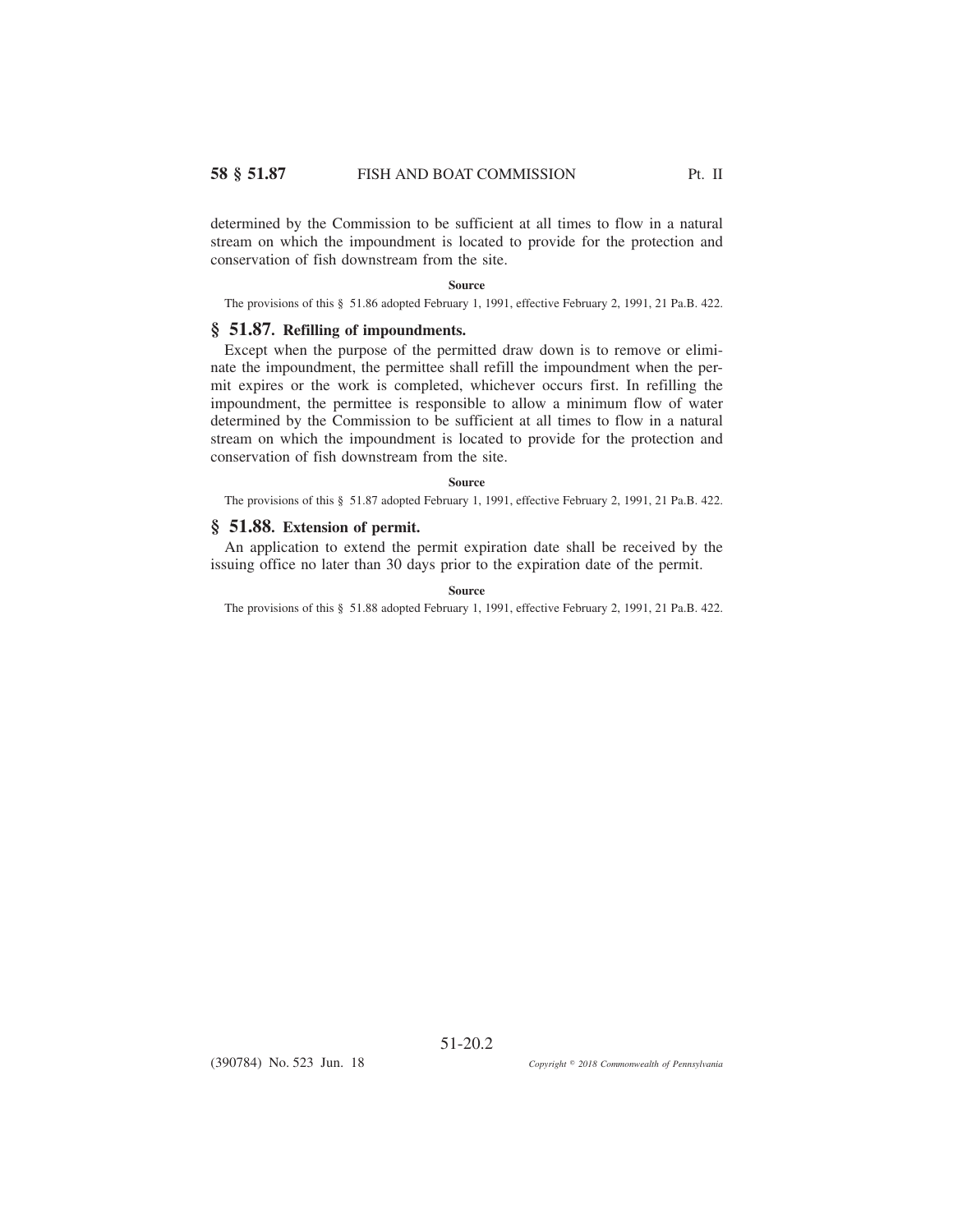determined by the Commission to be sufficient at all times to flow in a natural stream on which the impoundment is located to provide for the protection and conservation of fish downstream from the site.

**Source**

The provisions of this § 51.86 adopted February 1, 1991, effective February 2, 1991, 21 Pa.B. 422.

## § 51.87. Refilling of impoundments.

Except when the purpose of the permitted draw down is to remove or eliminate the impoundment, the permittee shall refill the impoundment when the permit expires or the work is completed, whichever occurs first. In refilling the impoundment, the permittee is responsible to allow a minimum flow of water determined by the Commission to be sufficient at all times to flow in a natural stream on which the impoundment is located to provide for the protection and conservation of fish downstream from the site.

**Source**

The provisions of this § 51.87 adopted February 1, 1991, effective February 2, 1991, 21 Pa.B. 422.

## § 51.88. Extension of permit.

An application to extend the permit expiration date shall be received by the issuing office no later than 30 days prior to the expiration date of the permit.

**Source**

The provisions of this § 51.88 adopted February 1, 1991, effective February 2, 1991, 21 Pa.B. 422.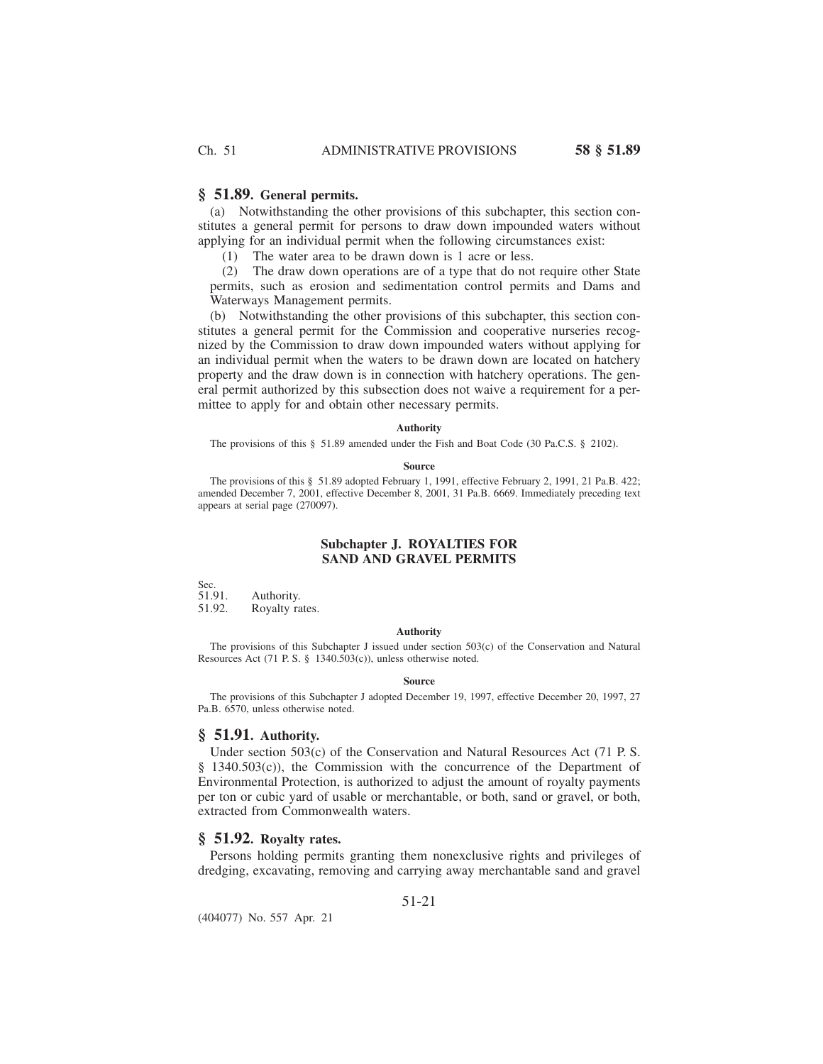## § 51.89. General permits.

(a) Notwithstanding the other provisions of this subchapter, this section constitutes a general permit for persons to draw down impounded waters without applying for an individual permit when the following circumstances exist:

(1) The water area to be drawn down is 1 acre or less.

(2) The draw down operations are of a type that do not require other State permits, such as erosion and sedimentation control permits and Dams and Waterways Management permits.

(b) Notwithstanding the other provisions of this subchapter, this section constitutes a general permit for the Commission and cooperative nurseries recognized by the Commission to draw down impounded waters without applying for an individual permit when the waters to be drawn down are located on hatchery property and the draw down is in connection with hatchery operations. The general permit authorized by this subsection does not waive a requirement for a permittee to apply for and obtain other necessary permits.

**Authority**

The provisions of this § 51.89 amended under the Fish and Boat Code (30 Pa.C.S. § 2102).

**Source**

The provisions of this § 51.89 adopted February 1, 1991, effective February 2, 1991, 21 Pa.B. 422; amended December 7, 2001, effective December 8, 2001, 31 Pa.B. 6669. Immediately preceding text appears at serial page (270097).

### Subchapter J. ROYALTIES FOR SAND AND GRAVEL PERMITS

Sec.
51.91. Authority.
51.92. Royalty rates.

**Authority**

The provisions of this Subchapter J issued under section 503(c) of the Conservation and Natural Resources Act (71 P. S. § 1340.503(c)), unless otherwise noted.

**Source**

The provisions of this Subchapter J adopted December 19, 1997, effective December 20, 1997, 27 Pa.B. 6570, unless otherwise noted.

## § 51.91. Authority.

Under section 503(c) of the Conservation and Natural Resources Act (71 P. S. § 1340.503(c)), the Commission with the concurrence of the Department of Environmental Protection, is authorized to adjust the amount of royalty payments per ton or cubic yard of usable or merchantable, or both, sand or gravel, or both, extracted from Commonwealth waters.

## § 51.92. Royalty rates.

Persons holding permits granting them nonexclusive rights and privileges of dredging, excavating, removing and carrying away merchantable sand and gravel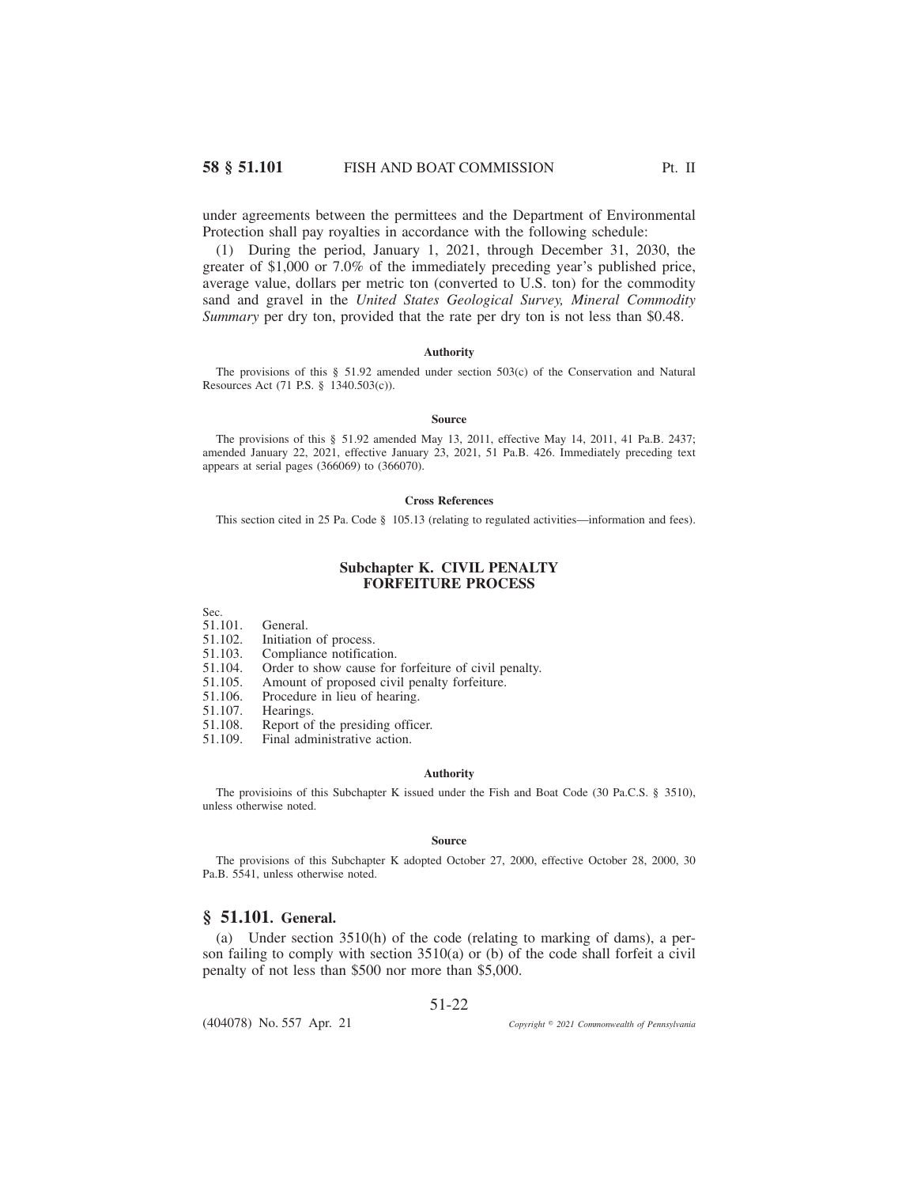under agreements between the permittees and the Department of Environmental Protection shall pay royalties in accordance with the following schedule:

(1) During the period, January 1, 2021, through December 31, 2030, the greater of $1,000 or 7.0% of the immediately preceding year's published price, average value, dollars per metric ton (converted to U.S. ton) for the commodity sand and gravel in the *United States Geological Survey, Mineral Commodity Summary* per dry ton, provided that the rate per dry ton is not less than $0.48.

**Authority**

The provisions of this § 51.92 amended under section 503(c) of the Conservation and Natural Resources Act (71 P.S. § 1340.503(c)).

**Source**

The provisions of this § 51.92 amended May 13, 2011, effective May 14, 2011, 41 Pa.B. 2437; amended January 22, 2021, effective January 23, 2021, 51 Pa.B. 426. Immediately preceding text appears at serial pages (366069) to (366070).

**Cross References**

This section cited in 25 Pa. Code § 105.13 (relating to regulated activities—information and fees).

## Subchapter K. CIVIL PENALTY FORFEITURE PROCESS

Sec.
51.101. General.
51.102. Initiation of process.
51.103. Compliance notification.
51.104. Order to show cause for forfeiture of civil penalty.
51.105. Amount of proposed civil penalty forfeiture.
51.106. Procedure in lieu of hearing.
51.107. Hearings.
51.108. Report of the presiding officer.
51.109. Final administrative action.

**Authority**

The provisioins of this Subchapter K issued under the Fish and Boat Code (30 Pa.C.S. § 3510), unless otherwise noted.

**Source**

The provisions of this Subchapter K adopted October 27, 2000, effective October 28, 2000, 30 Pa.B. 5541, unless otherwise noted.

### § 51.101. General.

(a) Under section 3510(h) of the code (relating to marking of dams), a person failing to comply with section 3510(a) or (b) of the code shall forfeit a civil penalty of not less than $500 nor more than $5,000.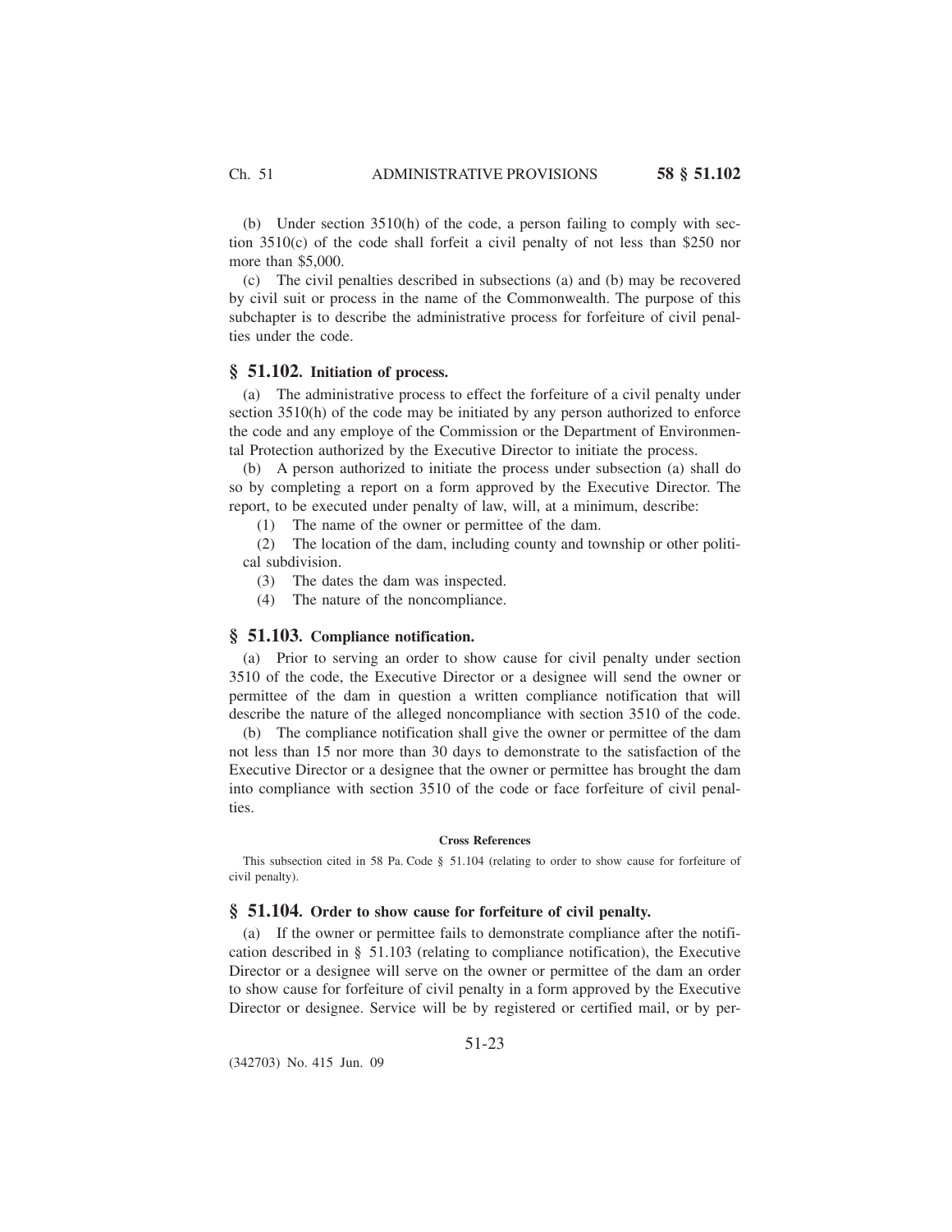(b) Under section 3510(h) of the code, a person failing to comply with section 3510(c) of the code shall forfeit a civil penalty of not less than $250 nor more than $5,000.

(c) The civil penalties described in subsections (a) and (b) may be recovered by civil suit or process in the name of the Commonwealth. The purpose of this subchapter is to describe the administrative process for forfeiture of civil penalties under the code.

## § 51.102. Initiation of process.

(a) The administrative process to effect the forfeiture of a civil penalty under section 3510(h) of the code may be initiated by any person authorized to enforce the code and any employe of the Commission or the Department of Environmental Protection authorized by the Executive Director to initiate the process.

(b) A person authorized to initiate the process under subsection (a) shall do so by completing a report on a form approved by the Executive Director. The report, to be executed under penalty of law, will, at a minimum, describe:

(1) The name of the owner or permittee of the dam.

(2) The location of the dam, including county and township or other political subdivision.

(3) The dates the dam was inspected.

(4) The nature of the noncompliance.

## § 51.103. Compliance notification.

(a) Prior to serving an order to show cause for civil penalty under section 3510 of the code, the Executive Director or a designee will send the owner or permittee of the dam in question a written compliance notification that will describe the nature of the alleged noncompliance with section 3510 of the code.

(b) The compliance notification shall give the owner or permittee of the dam not less than 15 nor more than 30 days to demonstrate to the satisfaction of the Executive Director or a designee that the owner or permittee has brought the dam into compliance with section 3510 of the code or face forfeiture of civil penalties.

**Cross References**

This subsection cited in 58 Pa. Code § 51.104 (relating to order to show cause for forfeiture of civil penalty).

## § 51.104. Order to show cause for forfeiture of civil penalty.

(a) If the owner or permittee fails to demonstrate compliance after the notification described in § 51.103 (relating to compliance notification), the Executive Director or a designee will serve on the owner or permittee of the dam an order to show cause for forfeiture of civil penalty in a form approved by the Executive Director or designee. Service will be by registered or certified mail, or by per-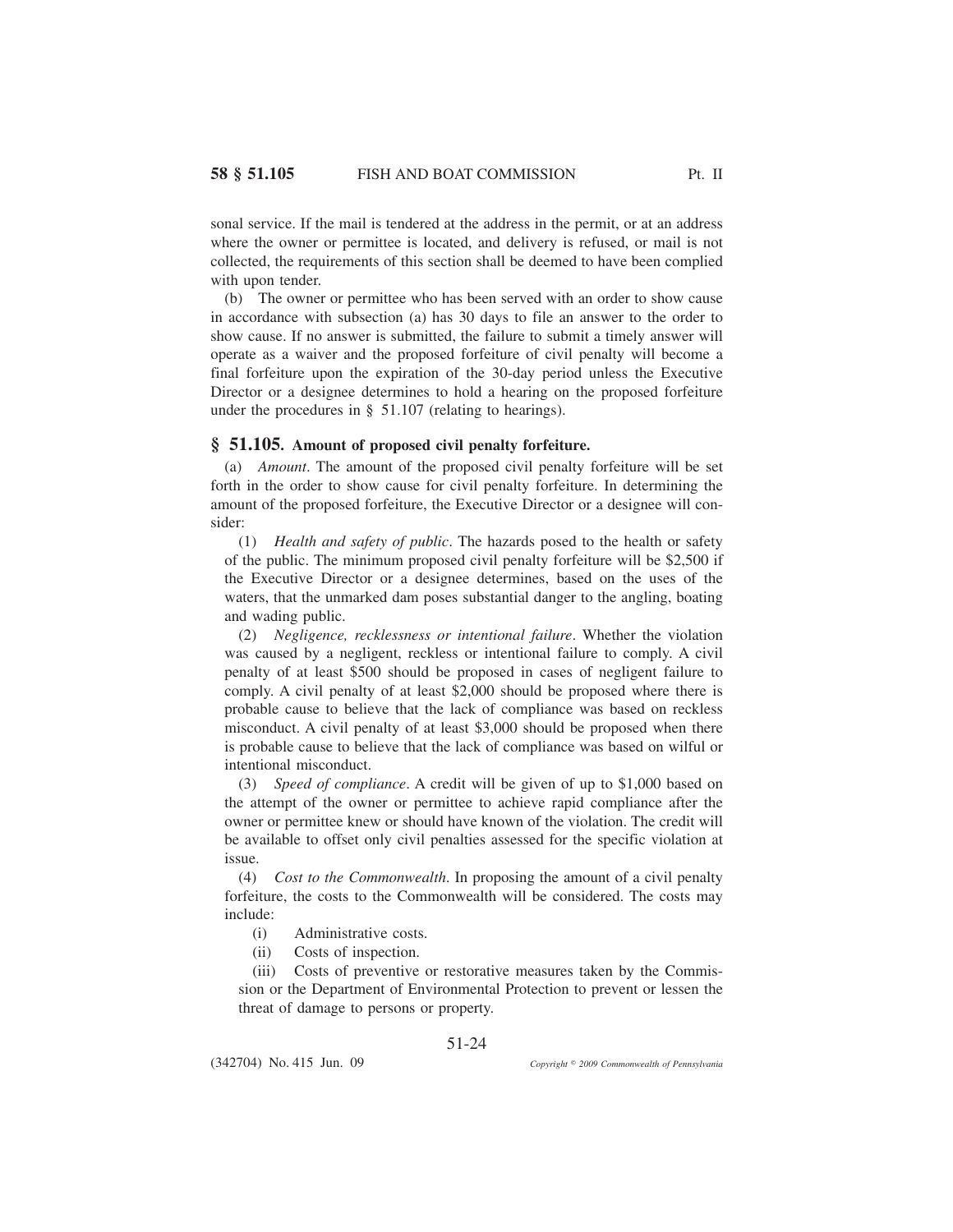sonal service. If the mail is tendered at the address in the permit, or at an address where the owner or permittee is located, and delivery is refused, or mail is not collected, the requirements of this section shall be deemed to have been complied with upon tender.

(b) The owner or permittee who has been served with an order to show cause in accordance with subsection (a) has 30 days to file an answer to the order to show cause. If no answer is submitted, the failure to submit a timely answer will operate as a waiver and the proposed forfeiture of civil penalty will become a final forfeiture upon the expiration of the 30-day period unless the Executive Director or a designee determines to hold a hearing on the proposed forfeiture under the procedures in § 51.107 (relating to hearings).

## § 51.105. Amount of proposed civil penalty forfeiture.

(a) *Amount*. The amount of the proposed civil penalty forfeiture will be set forth in the order to show cause for civil penalty forfeiture. In determining the amount of the proposed forfeiture, the Executive Director or a designee will consider:

(1) *Health and safety of public*. The hazards posed to the health or safety of the public. The minimum proposed civil penalty forfeiture will be $2,500 if the Executive Director or a designee determines, based on the uses of the waters, that the unmarked dam poses substantial danger to the angling, boating and wading public.

(2) *Negligence, recklessness or intentional failure*. Whether the violation was caused by a negligent, reckless or intentional failure to comply. A civil penalty of at least $500 should be proposed in cases of negligent failure to comply. A civil penalty of at least $2,000 should be proposed where there is probable cause to believe that the lack of compliance was based on reckless misconduct. A civil penalty of at least $3,000 should be proposed when there is probable cause to believe that the lack of compliance was based on wilful or intentional misconduct.

(3) *Speed of compliance*. A credit will be given of up to $1,000 based on the attempt of the owner or permittee to achieve rapid compliance after the owner or permittee knew or should have known of the violation. The credit will be available to offset only civil penalties assessed for the specific violation at issue.

(4) *Cost to the Commonwealth*. In proposing the amount of a civil penalty forfeiture, the costs to the Commonwealth will be considered. The costs may include:

(i) Administrative costs.

(ii) Costs of inspection.

(iii) Costs of preventive or restorative measures taken by the Commission or the Department of Environmental Protection to prevent or lessen the threat of damage to persons or property.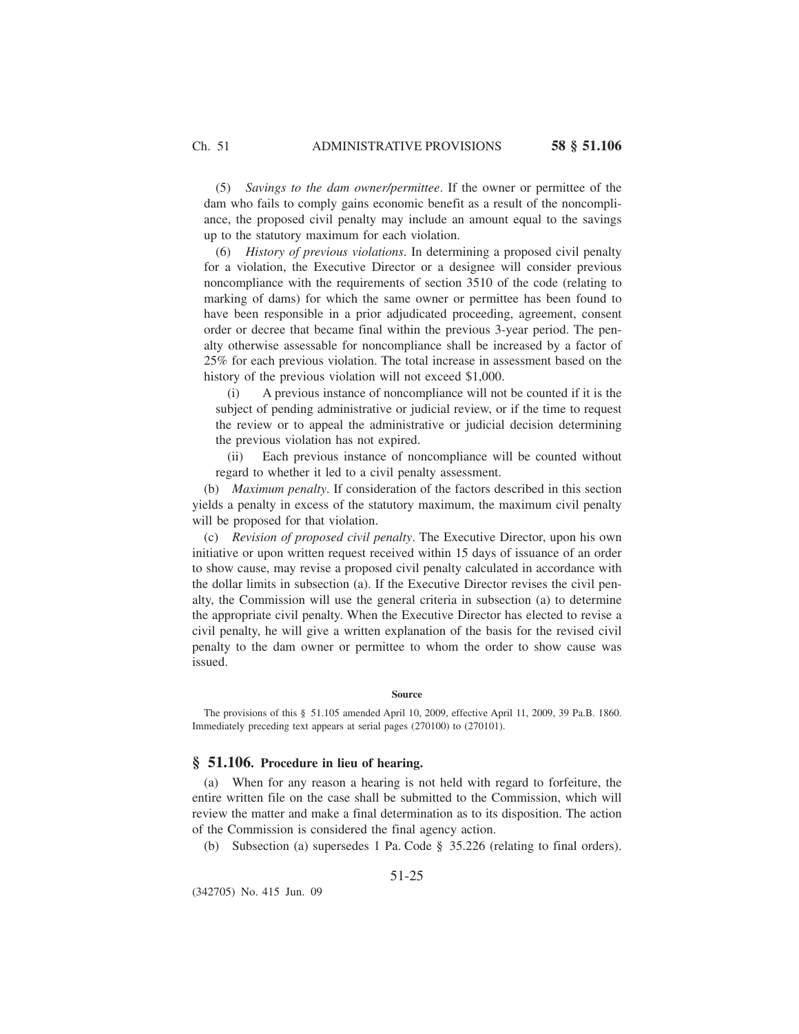(5) *Savings to the dam owner/permittee*. If the owner or permittee of the dam who fails to comply gains economic benefit as a result of the noncompliance, the proposed civil penalty may include an amount equal to the savings up to the statutory maximum for each violation.

(6) *History of previous violations*. In determining a proposed civil penalty for a violation, the Executive Director or a designee will consider previous noncompliance with the requirements of section 3510 of the code (relating to marking of dams) for which the same owner or permittee has been found to have been responsible in a prior adjudicated proceeding, agreement, consent order or decree that became final within the previous 3-year period. The penalty otherwise assessable for noncompliance shall be increased by a factor of 25% for each previous violation. The total increase in assessment based on the history of the previous violation will not exceed $1,000.

(i) A previous instance of noncompliance will not be counted if it is the subject of pending administrative or judicial review, or if the time to request the review or to appeal the administrative or judicial decision determining the previous violation has not expired.

(ii) Each previous instance of noncompliance will be counted without regard to whether it led to a civil penalty assessment.

(b) *Maximum penalty*. If consideration of the factors described in this section yields a penalty in excess of the statutory maximum, the maximum civil penalty will be proposed for that violation.

(c) *Revision of proposed civil penalty*. The Executive Director, upon his own initiative or upon written request received within 15 days of issuance of an order to show cause, may revise a proposed civil penalty calculated in accordance with the dollar limits in subsection (a). If the Executive Director revises the civil penalty, the Commission will use the general criteria in subsection (a) to determine the appropriate civil penalty. When the Executive Director has elected to revise a civil penalty, he will give a written explanation of the basis for the revised civil penalty to the dam owner or permittee to whom the order to show cause was issued.

**Source**

The provisions of this § 51.105 amended April 10, 2009, effective April 11, 2009, 39 Pa.B. 1860. Immediately preceding text appears at serial pages (270100) to (270101).

## § 51.106. Procedure in lieu of hearing.

(a) When for any reason a hearing is not held with regard to forfeiture, the entire written file on the case shall be submitted to the Commission, which will review the matter and make a final determination as to its disposition. The action of the Commission is considered the final agency action.

(b) Subsection (a) supersedes 1 Pa. Code § 35.226 (relating to final orders).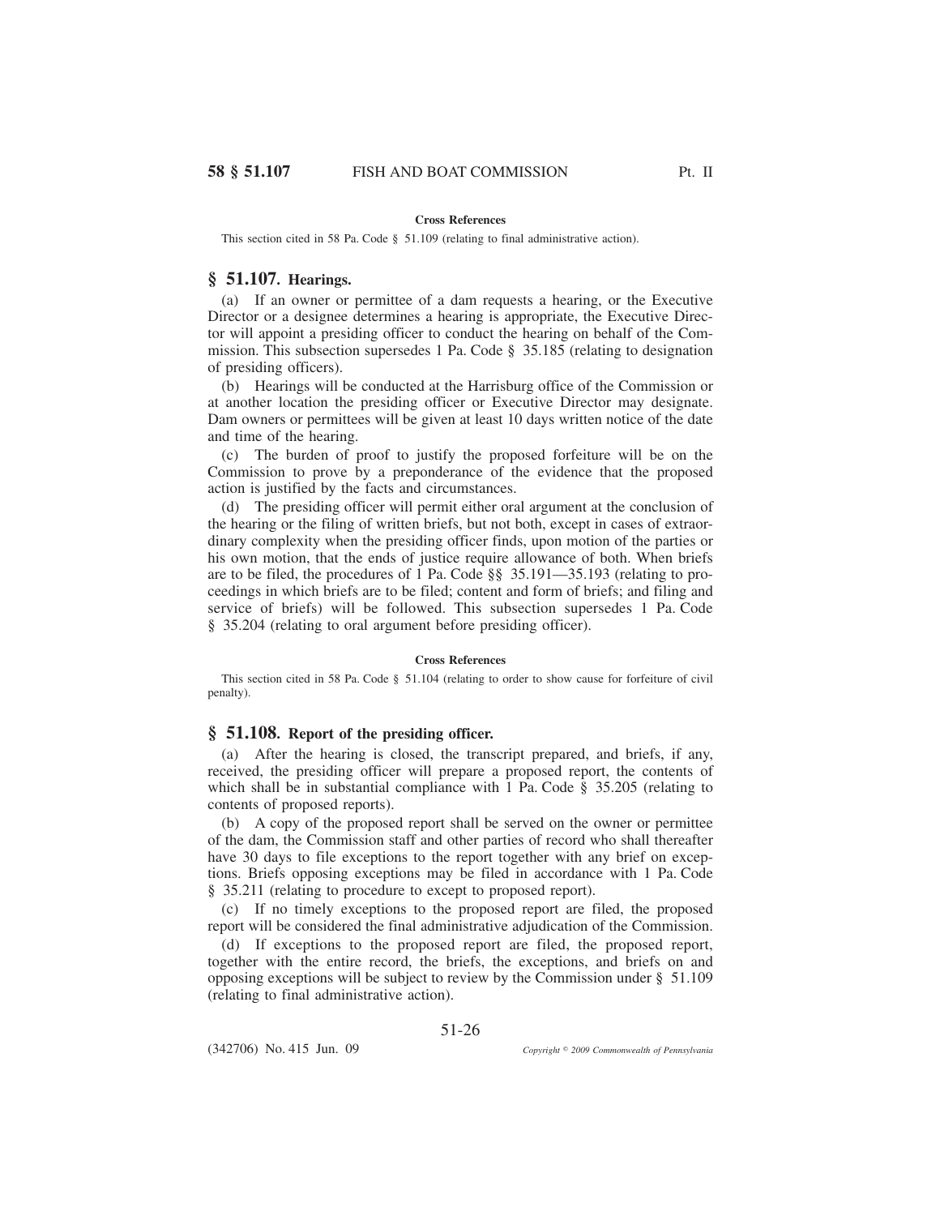**Cross References**

This section cited in 58 Pa. Code § 51.109 (relating to final administrative action).

## § 51.107. Hearings.

(a) If an owner or permittee of a dam requests a hearing, or the Executive Director or a designee determines a hearing is appropriate, the Executive Director will appoint a presiding officer to conduct the hearing on behalf of the Commission. This subsection supersedes 1 Pa. Code § 35.185 (relating to designation of presiding officers).

(b) Hearings will be conducted at the Harrisburg office of the Commission or at another location the presiding officer or Executive Director may designate. Dam owners or permittees will be given at least 10 days written notice of the date and time of the hearing.

(c) The burden of proof to justify the proposed forfeiture will be on the Commission to prove by a preponderance of the evidence that the proposed action is justified by the facts and circumstances.

(d) The presiding officer will permit either oral argument at the conclusion of the hearing or the filing of written briefs, but not both, except in cases of extraordinary complexity when the presiding officer finds, upon motion of the parties or his own motion, that the ends of justice require allowance of both. When briefs are to be filed, the procedures of 1 Pa. Code §§ 35.191—35.193 (relating to proceedings in which briefs are to be filed; content and form of briefs; and filing and service of briefs) will be followed. This subsection supersedes 1 Pa. Code § 35.204 (relating to oral argument before presiding officer).

**Cross References**

This section cited in 58 Pa. Code § 51.104 (relating to order to show cause for forfeiture of civil penalty).

## § 51.108. Report of the presiding officer.

(a) After the hearing is closed, the transcript prepared, and briefs, if any, received, the presiding officer will prepare a proposed report, the contents of which shall be in substantial compliance with 1 Pa. Code § 35.205 (relating to contents of proposed reports).

(b) A copy of the proposed report shall be served on the owner or permittee of the dam, the Commission staff and other parties of record who shall thereafter have 30 days to file exceptions to the report together with any brief on exceptions. Briefs opposing exceptions may be filed in accordance with 1 Pa. Code § 35.211 (relating to procedure to except to proposed report).

(c) If no timely exceptions to the proposed report are filed, the proposed report will be considered the final administrative adjudication of the Commission.

(d) If exceptions to the proposed report are filed, the proposed report, together with the entire record, the briefs, the exceptions, and briefs on and opposing exceptions will be subject to review by the Commission under § 51.109 (relating to final administrative action).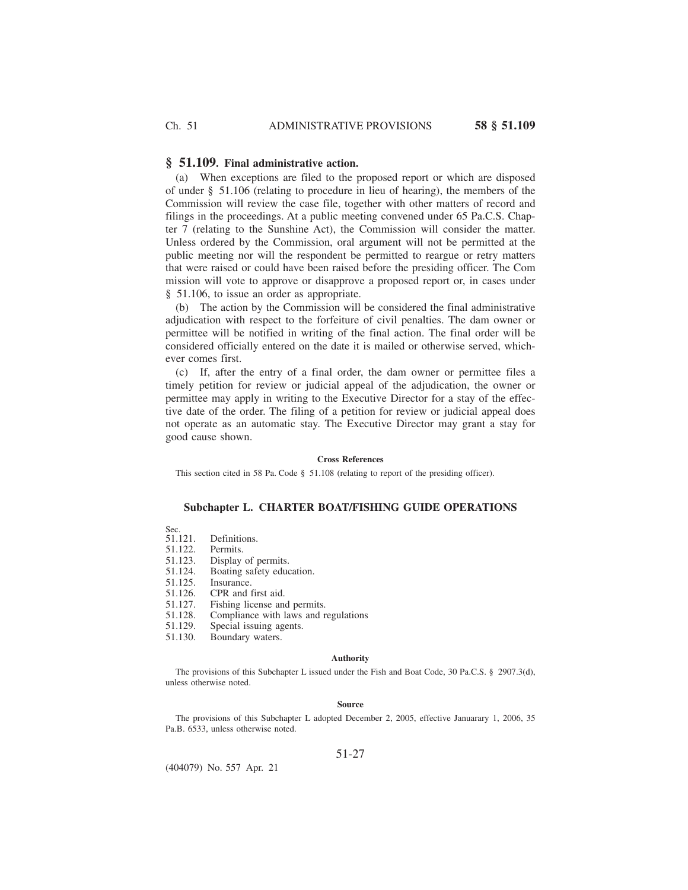## § 51.109. Final administrative action.

(a) When exceptions are filed to the proposed report or which are disposed of under § 51.106 (relating to procedure in lieu of hearing), the members of the Commission will review the case file, together with other matters of record and filings in the proceedings. At a public meeting convened under 65 Pa.C.S. Chapter 7 (relating to the Sunshine Act), the Commission will consider the matter. Unless ordered by the Commission, oral argument will not be permitted at the public meeting nor will the respondent be permitted to reargue or retry matters that were raised or could have been raised before the presiding officer. The Commission will vote to approve or disapprove a proposed report or, in cases under § 51.106, to issue an order as appropriate.

(b) The action by the Commission will be considered the final administrative adjudication with respect to the forfeiture of civil penalties. The dam owner or permittee will be notified in writing of the final action. The final order will be considered officially entered on the date it is mailed or otherwise served, whichever comes first.

(c) If, after the entry of a final order, the dam owner or permittee files a timely petition for review or judicial appeal of the adjudication, the owner or permittee may apply in writing to the Executive Director for a stay of the effective date of the order. The filing of a petition for review or judicial appeal does not operate as an automatic stay. The Executive Director may grant a stay for good cause shown.

#### Cross References

This section cited in 58 Pa. Code § 51.108 (relating to report of the presiding officer).

## Subchapter L. CHARTER BOAT/FISHING GUIDE OPERATIONS

Sec.
51.121. Definitions.
51.122. Permits.
51.123. Display of permits.
51.124. Boating safety education.
51.125. Insurance.
51.126. CPR and first aid.
51.127. Fishing license and permits.
51.128. Compliance with laws and regulations
51.129. Special issuing agents.
51.130. Boundary waters.

#### Authority

The provisions of this Subchapter L issued under the Fish and Boat Code, 30 Pa.C.S. § 2907.3(d), unless otherwise noted.

#### Source

The provisions of this Subchapter L adopted December 2, 2005, effective Janurarary 1, 2006, 35 Pa.B. 6533, unless otherwise noted.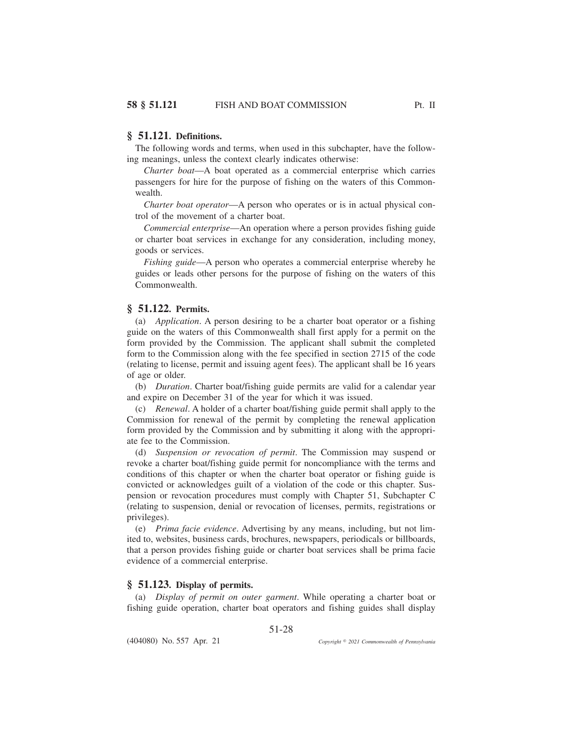## § 51.121. Definitions.

The following words and terms, when used in this subchapter, have the following meanings, unless the context clearly indicates otherwise:

*Charter boat*—A boat operated as a commercial enterprise which carries passengers for hire for the purpose of fishing on the waters of this Commonwealth.

*Charter boat operator*—A person who operates or is in actual physical control of the movement of a charter boat.

*Commercial enterprise*—An operation where a person provides fishing guide or charter boat services in exchange for any consideration, including money, goods or services.

*Fishing guide*—A person who operates a commercial enterprise whereby he guides or leads other persons for the purpose of fishing on the waters of this Commonwealth.

## § 51.122. Permits.

(a) *Application*. A person desiring to be a charter boat operator or a fishing guide on the waters of this Commonwealth shall first apply for a permit on the form provided by the Commission. The applicant shall submit the completed form to the Commission along with the fee specified in section 2715 of the code (relating to license, permit and issuing agent fees). The applicant shall be 16 years of age or older.

(b) *Duration*. Charter boat/fishing guide permits are valid for a calendar year and expire on December 31 of the year for which it was issued.

(c) *Renewal*. A holder of a charter boat/fishing guide permit shall apply to the Commission for renewal of the permit by completing the renewal application form provided by the Commission and by submitting it along with the appropriate fee to the Commission.

(d) *Suspension or revocation of permit*. The Commission may suspend or revoke a charter boat/fishing guide permit for noncompliance with the terms and conditions of this chapter or when the charter boat operator or fishing guide is convicted or acknowledges guilt of a violation of the code or this chapter. Suspension or revocation procedures must comply with Chapter 51, Subchapter C (relating to suspension, denial or revocation of licenses, permits, registrations or privileges).

(e) *Prima facie evidence*. Advertising by any means, including, but not limited to, websites, business cards, brochures, newspapers, periodicals or billboards, that a person provides fishing guide or charter boat services shall be prima facie evidence of a commercial enterprise.

## § 51.123. Display of permits.

(a) *Display of permit on outer garment*. While operating a charter boat or fishing guide operation, charter boat operators and fishing guides shall display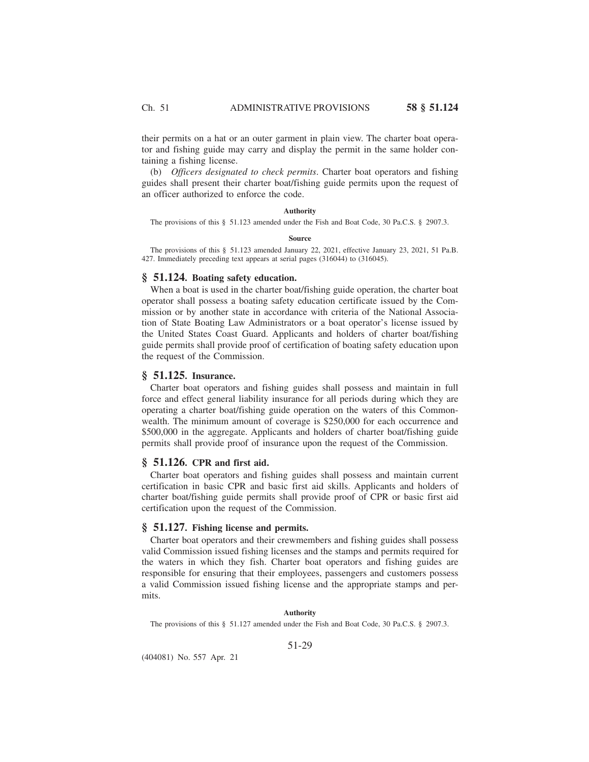their permits on a hat or an outer garment in plain view. The charter boat operator and fishing guide may carry and display the permit in the same holder containing a fishing license.

(b) *Officers designated to check permits*. Charter boat operators and fishing guides shall present their charter boat/fishing guide permits upon the request of an officer authorized to enforce the code.

**Authority**

The provisions of this § 51.123 amended under the Fish and Boat Code, 30 Pa.C.S. § 2907.3.

**Source**

The provisions of this § 51.123 amended January 22, 2021, effective January 23, 2021, 51 Pa.B. 427. Immediately preceding text appears at serial pages (316044) to (316045).

## § 51.124. Boating safety education.

When a boat is used in the charter boat/fishing guide operation, the charter boat operator shall possess a boating safety education certificate issued by the Commission or by another state in accordance with criteria of the National Association of State Boating Law Administrators or a boat operator's license issued by the United States Coast Guard. Applicants and holders of charter boat/fishing guide permits shall provide proof of certification of boating safety education upon the request of the Commission.

## § 51.125. Insurance.

Charter boat operators and fishing guides shall possess and maintain in full force and effect general liability insurance for all periods during which they are operating a charter boat/fishing guide operation on the waters of this Commonwealth. The minimum amount of coverage is $250,000 for each occurrence and $500,000 in the aggregate. Applicants and holders of charter boat/fishing guide permits shall provide proof of insurance upon the request of the Commission.

## § 51.126. CPR and first aid.

Charter boat operators and fishing guides shall possess and maintain current certification in basic CPR and basic first aid skills. Applicants and holders of charter boat/fishing guide permits shall provide proof of CPR or basic first aid certification upon the request of the Commission.

## § 51.127. Fishing license and permits.

Charter boat operators and their crewmembers and fishing guides shall possess valid Commission issued fishing licenses and the stamps and permits required for the waters in which they fish. Charter boat operators and fishing guides are responsible for ensuring that their employees, passengers and customers possess a valid Commission issued fishing license and the appropriate stamps and permits.

**Authority**

The provisions of this § 51.127 amended under the Fish and Boat Code, 30 Pa.C.S. § 2907.3.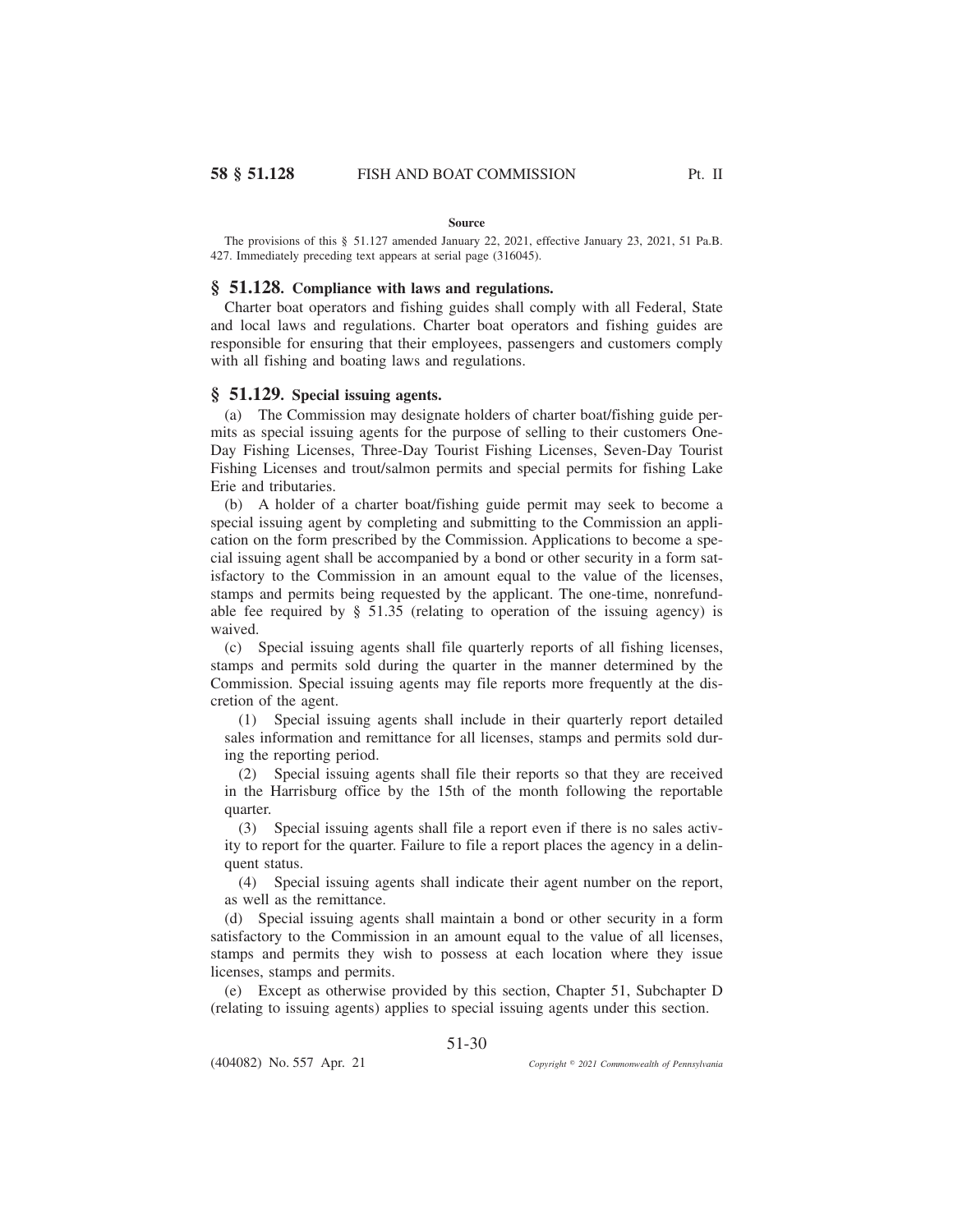**Source**

The provisions of this § 51.127 amended January 22, 2021, effective January 23, 2021, 51 Pa.B. 427. Immediately preceding text appears at serial page (316045).

## § 51.128. Compliance with laws and regulations.

Charter boat operators and fishing guides shall comply with all Federal, State and local laws and regulations. Charter boat operators and fishing guides are responsible for ensuring that their employees, passengers and customers comply with all fishing and boating laws and regulations.

## § 51.129. Special issuing agents.

(a) The Commission may designate holders of charter boat/fishing guide permits as special issuing agents for the purpose of selling to their customers One-Day Fishing Licenses, Three-Day Tourist Fishing Licenses, Seven-Day Tourist Fishing Licenses and trout/salmon permits and special permits for fishing Lake Erie and tributaries.

(b) A holder of a charter boat/fishing guide permit may seek to become a special issuing agent by completing and submitting to the Commission an application on the form prescribed by the Commission. Applications to become a special issuing agent shall be accompanied by a bond or other security in a form satisfactory to the Commission in an amount equal to the value of the licenses, stamps and permits being requested by the applicant. The one-time, nonrefundable fee required by § 51.35 (relating to operation of the issuing agency) is waived.

(c) Special issuing agents shall file quarterly reports of all fishing licenses, stamps and permits sold during the quarter in the manner determined by the Commission. Special issuing agents may file reports more frequently at the discretion of the agent.

(1) Special issuing agents shall include in their quarterly report detailed sales information and remittance for all licenses, stamps and permits sold during the reporting period.

(2) Special issuing agents shall file their reports so that they are received in the Harrisburg office by the 15th of the month following the reportable quarter.

(3) Special issuing agents shall file a report even if there is no sales activity to report for the quarter. Failure to file a report places the agency in a delinquent status.

(4) Special issuing agents shall indicate their agent number on the report, as well as the remittance.

(d) Special issuing agents shall maintain a bond or other security in a form satisfactory to the Commission in an amount equal to the value of all licenses, stamps and permits they wish to possess at each location where they issue licenses, stamps and permits.

(e) Except as otherwise provided by this section, Chapter 51, Subchapter D (relating to issuing agents) applies to special issuing agents under this section.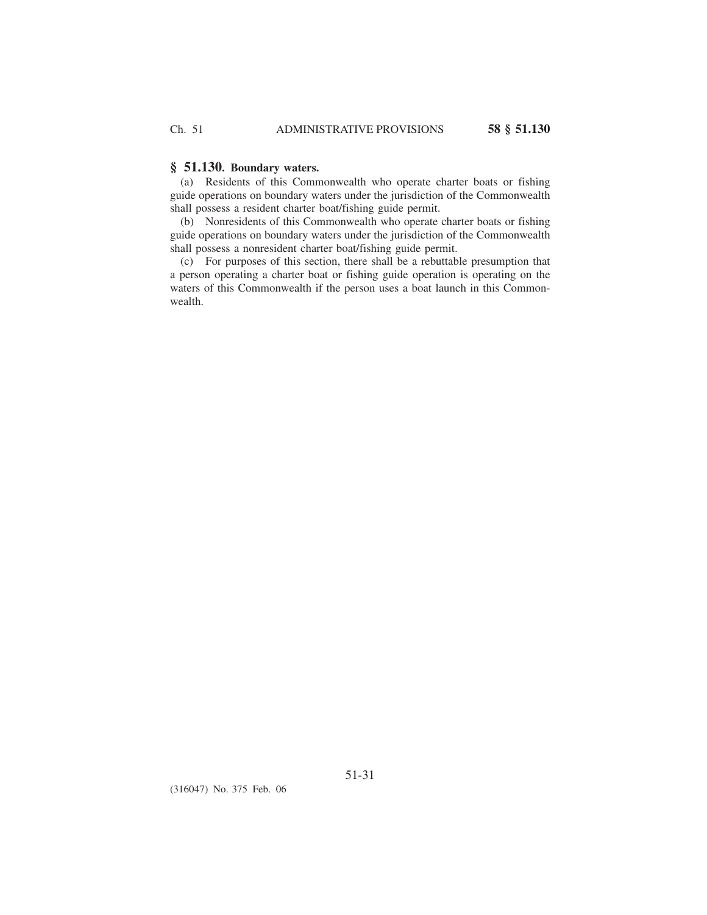## § 51.130. Boundary waters.

(a) Residents of this Commonwealth who operate charter boats or fishing guide operations on boundary waters under the jurisdiction of the Commonwealth shall possess a resident charter boat/fishing guide permit.

(b) Nonresidents of this Commonwealth who operate charter boats or fishing guide operations on boundary waters under the jurisdiction of the Commonwealth shall possess a nonresident charter boat/fishing guide permit.

(c) For purposes of this section, there shall be a rebuttable presumption that a person operating a charter boat or fishing guide operation is operating on the waters of this Commonwealth if the person uses a boat launch in this Commonwealth.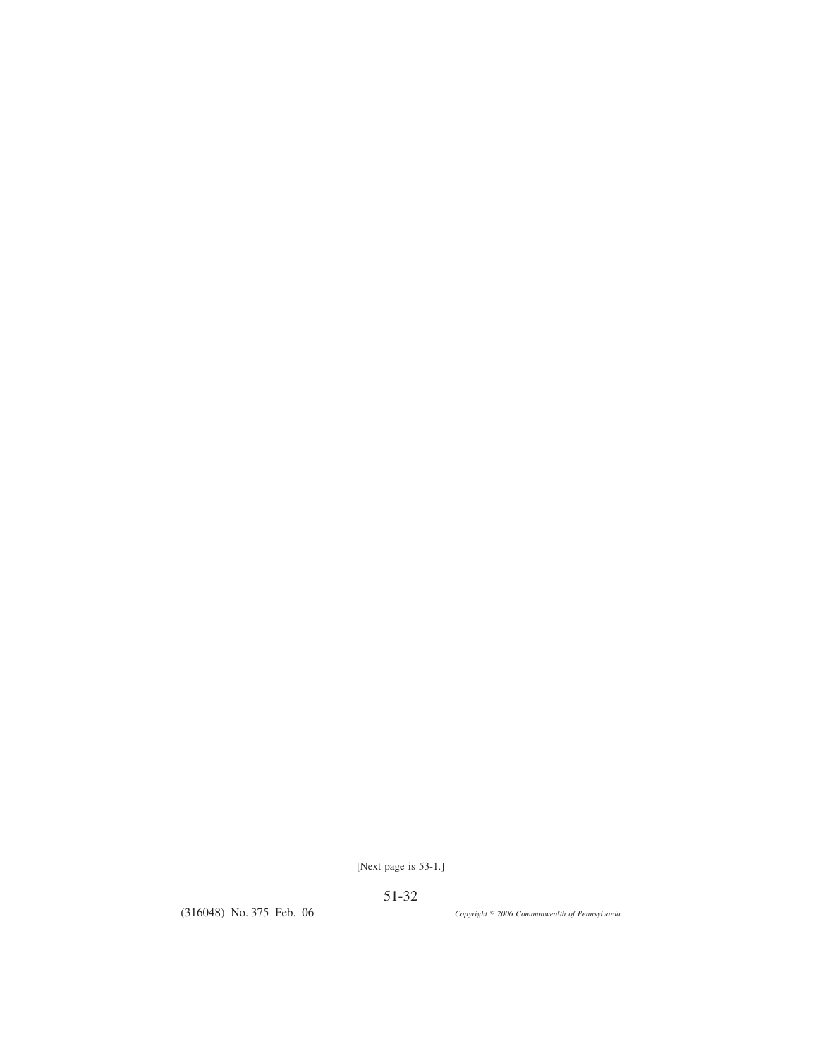[Next page is 53-1.]